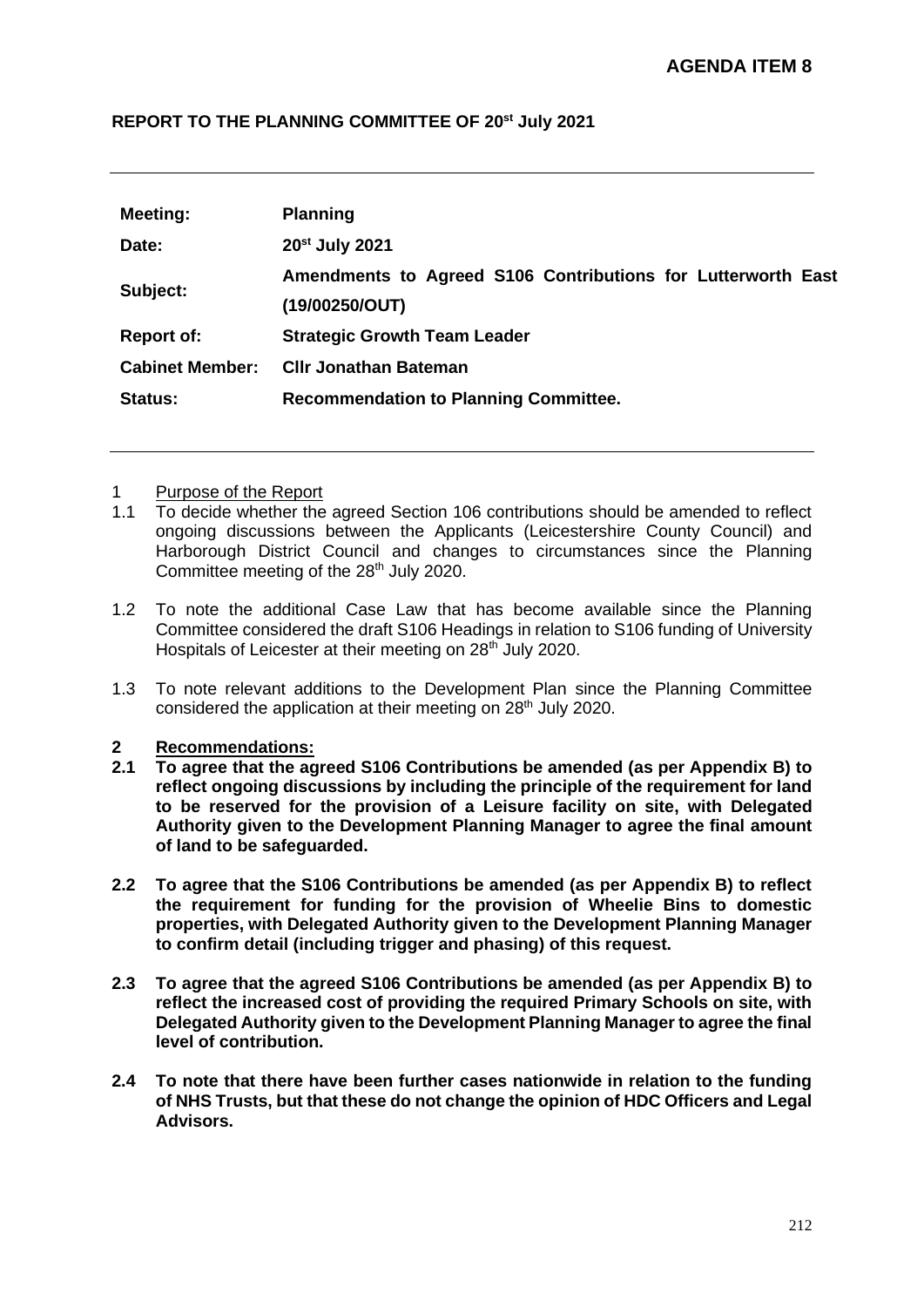**AGENDA ITEM 8**

**REPORT TO THE PLANNING COMMITTEE OF 20st July 2021**

| | |
|---|---|
| **Meeting:** | **Planning** |
| **Date:** | **20st July 2021** |
| **Subject:** | **Amendments to Agreed S106 Contributions for Lutterworth East (19/00250/OUT)** |
| **Report of:** | **Strategic Growth Team Leader** |
| **Cabinet Member:** | **Cllr Jonathan Bateman** |
| **Status:** | **Recommendation to Planning Committee.** |

1 Purpose of the Report

1.1 To decide whether the agreed Section 106 contributions should be amended to reflect ongoing discussions between the Applicants (Leicestershire County Council) and Harborough District Council and changes to circumstances since the Planning Committee meeting of the 28th July 2020.

1.2 To note the additional Case Law that has become available since the Planning Committee considered the draft S106 Headings in relation to S106 funding of University Hospitals of Leicester at their meeting on 28th July 2020.

1.3 To note relevant additions to the Development Plan since the Planning Committee considered the application at their meeting on 28th July 2020.

**2 Recommendations:**

**2.1 To agree that the agreed S106 Contributions be amended (as per Appendix B) to reflect ongoing discussions by including the principle of the requirement for land to be reserved for the provision of a Leisure facility on site, with Delegated Authority given to the Development Planning Manager to agree the final amount of land to be safeguarded.**

**2.2 To agree that the S106 Contributions be amended (as per Appendix B) to reflect the requirement for funding for the provision of Wheelie Bins to domestic properties, with Delegated Authority given to the Development Planning Manager to confirm detail (including trigger and phasing) of this request.**

**2.3 To agree that the agreed S106 Contributions be amended (as per Appendix B) to reflect the increased cost of providing the required Primary Schools on site, with Delegated Authority given to the Development Planning Manager to agree the final level of contribution.**

**2.4 To note that there have been further cases nationwide in relation to the funding of NHS Trusts, but that these do not change the opinion of HDC Officers and Legal Advisors.**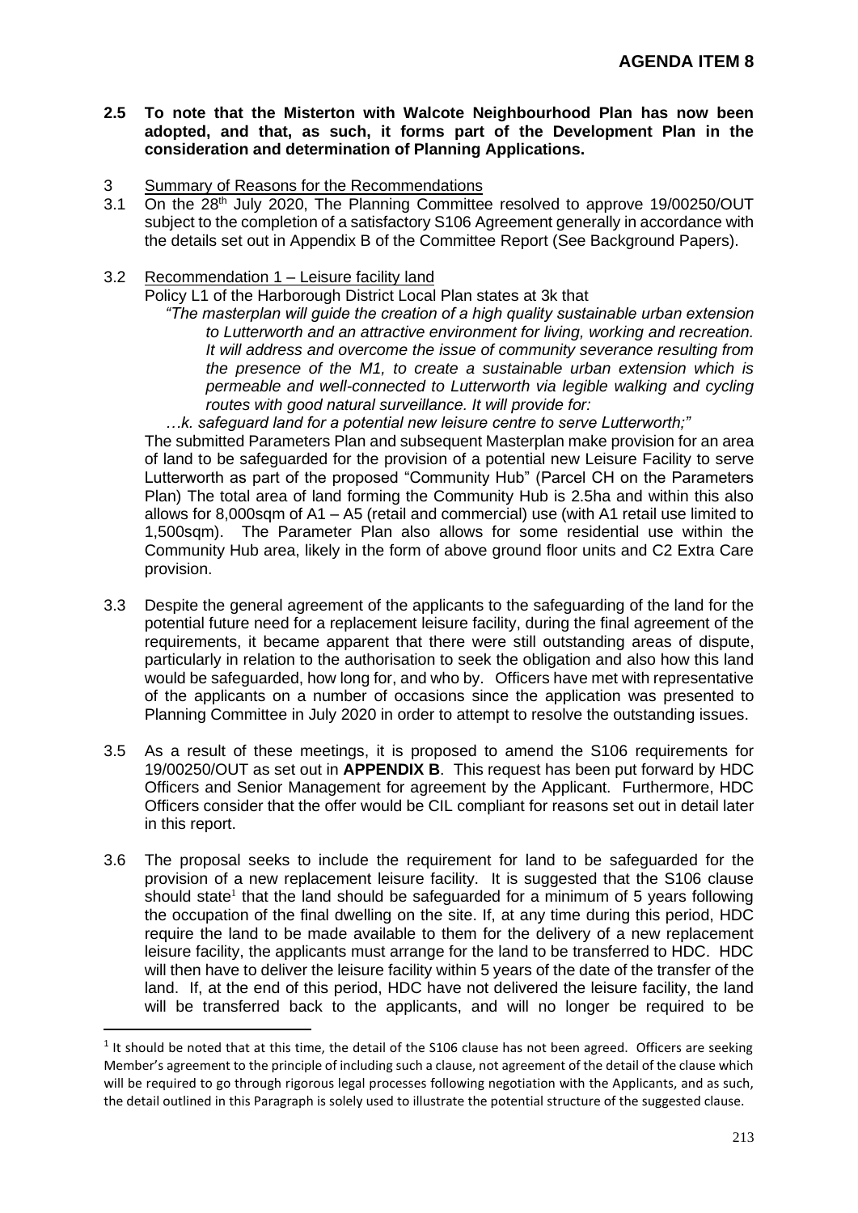**AGENDA ITEM 8**

**2.5 To note that the Misterton with Walcote Neighbourhood Plan has now been adopted, and that, as such, it forms part of the Development Plan in the consideration and determination of Planning Applications.**

3 Summary of Reasons for the Recommendations

3.1 On the 28th July 2020, The Planning Committee resolved to approve 19/00250/OUT subject to the completion of a satisfactory S106 Agreement generally in accordance with the details set out in Appendix B of the Committee Report (See Background Papers).

3.2 Recommendation 1 – Leisure facility land

Policy L1 of the Harborough District Local Plan states at 3k that

> *"The masterplan will guide the creation of a high quality sustainable urban extension to Lutterworth and an attractive environment for living, working and recreation. It will address and overcome the issue of community severance resulting from the presence of the M1, to create a sustainable urban extension which is permeable and well-connected to Lutterworth via legible walking and cycling routes with good natural surveillance. It will provide for:*
>
> *…k. safeguard land for a potential new leisure centre to serve Lutterworth;"*

The submitted Parameters Plan and subsequent Masterplan make provision for an area of land to be safeguarded for the provision of a potential new Leisure Facility to serve Lutterworth as part of the proposed "Community Hub" (Parcel CH on the Parameters Plan) The total area of land forming the Community Hub is 2.5ha and within this also allows for 8,000sqm of A1 – A5 (retail and commercial) use (with A1 retail use limited to 1,500sqm). The Parameter Plan also allows for some residential use within the Community Hub area, likely in the form of above ground floor units and C2 Extra Care provision.

3.3 Despite the general agreement of the applicants to the safeguarding of the land for the potential future need for a replacement leisure facility, during the final agreement of the requirements, it became apparent that there were still outstanding areas of dispute, particularly in relation to the authorisation to seek the obligation and also how this land would be safeguarded, how long for, and who by. Officers have met with representative of the applicants on a number of occasions since the application was presented to Planning Committee in July 2020 in order to attempt to resolve the outstanding issues.

3.5 As a result of these meetings, it is proposed to amend the S106 requirements for 19/00250/OUT as set out in **APPENDIX B**. This request has been put forward by HDC Officers and Senior Management for agreement by the Applicant. Furthermore, HDC Officers consider that the offer would be CIL compliant for reasons set out in detail later in this report.

3.6 The proposal seeks to include the requirement for land to be safeguarded for the provision of a new replacement leisure facility. It is suggested that the S106 clause should state[1] that the land should be safeguarded for a minimum of 5 years following the occupation of the final dwelling on the site. If, at any time during this period, HDC require the land to be made available to them for the delivery of a new replacement leisure facility, the applicants must arrange for the land to be transferred to HDC. HDC will then have to deliver the leisure facility within 5 years of the date of the transfer of the land. If, at the end of this period, HDC have not delivered the leisure facility, the land will be transferred back to the applicants, and will no longer be required to be

---

[1] It should be noted that at this time, the detail of the S106 clause has not been agreed. Officers are seeking Member's agreement to the principle of including such a clause, not agreement of the detail of the clause which will be required to go through rigorous legal processes following negotiation with the Applicants, and as such, the detail outlined in this Paragraph is solely used to illustrate the potential structure of the suggested clause.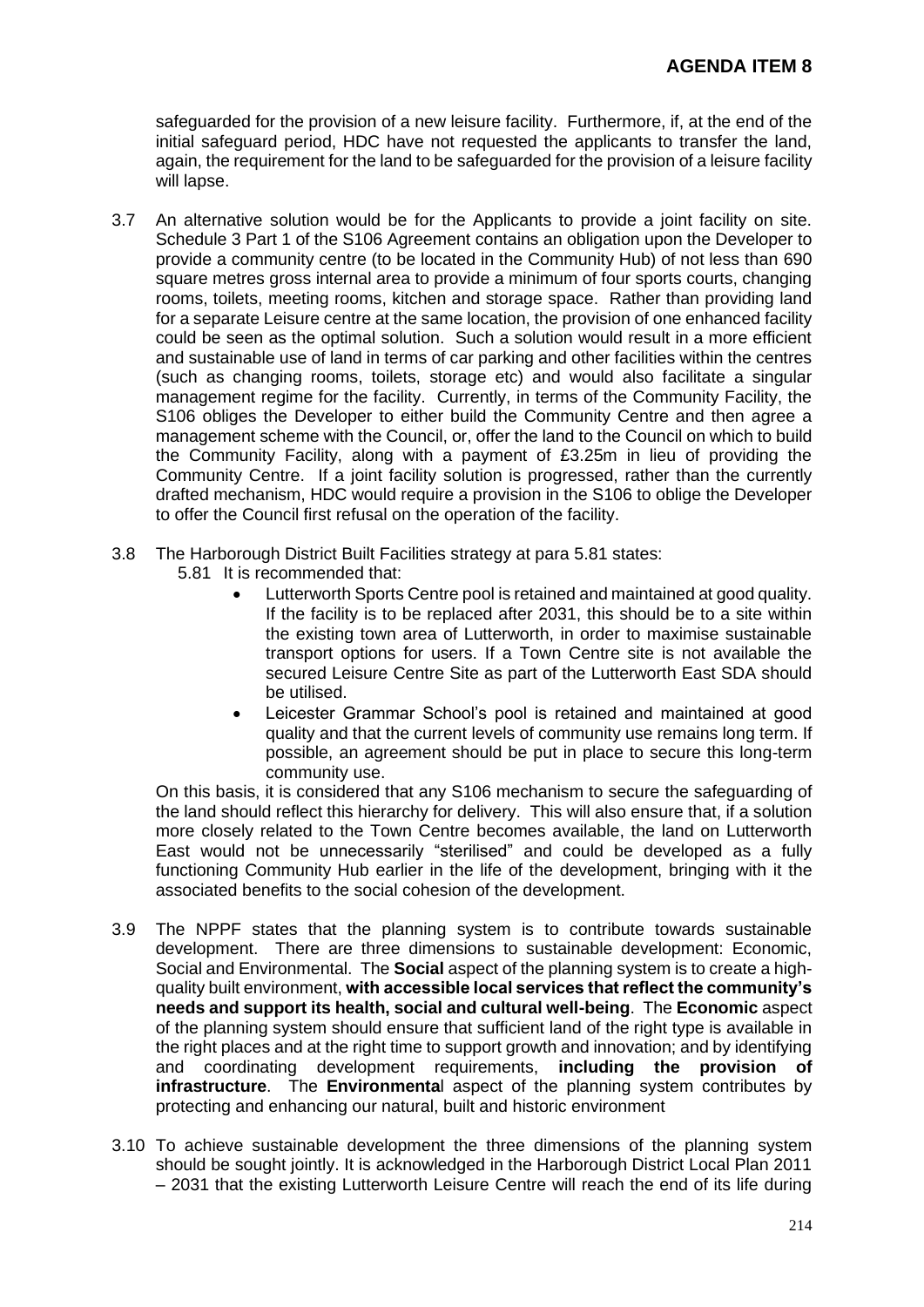safeguarded for the provision of a new leisure facility. Furthermore, if, at the end of the initial safeguard period, HDC have not requested the applicants to transfer the land, again, the requirement for the land to be safeguarded for the provision of a leisure facility will lapse.

3.7 An alternative solution would be for the Applicants to provide a joint facility on site. Schedule 3 Part 1 of the S106 Agreement contains an obligation upon the Developer to provide a community centre (to be located in the Community Hub) of not less than 690 square metres gross internal area to provide a minimum of four sports courts, changing rooms, toilets, meeting rooms, kitchen and storage space. Rather than providing land for a separate Leisure centre at the same location, the provision of one enhanced facility could be seen as the optimal solution. Such a solution would result in a more efficient and sustainable use of land in terms of car parking and other facilities within the centres (such as changing rooms, toilets, storage etc) and would also facilitate a singular management regime for the facility. Currently, in terms of the Community Facility, the S106 obliges the Developer to either build the Community Centre and then agree a management scheme with the Council, or, offer the land to the Council on which to build the Community Facility, along with a payment of £3.25m in lieu of providing the Community Centre. If a joint facility solution is progressed, rather than the currently drafted mechanism, HDC would require a provision in the S106 to oblige the Developer to offer the Council first refusal on the operation of the facility.

3.8 The Harborough District Built Facilities strategy at para 5.81 states:

5.81 It is recommended that:

- Lutterworth Sports Centre pool is retained and maintained at good quality. If the facility is to be replaced after 2031, this should be to a site within the existing town area of Lutterworth, in order to maximise sustainable transport options for users. If a Town Centre site is not available the secured Leisure Centre Site as part of the Lutterworth East SDA should be utilised.
- Leicester Grammar School's pool is retained and maintained at good quality and that the current levels of community use remains long term. If possible, an agreement should be put in place to secure this long-term community use.

On this basis, it is considered that any S106 mechanism to secure the safeguarding of the land should reflect this hierarchy for delivery. This will also ensure that, if a solution more closely related to the Town Centre becomes available, the land on Lutterworth East would not be unnecessarily "sterilised" and could be developed as a fully functioning Community Hub earlier in the life of the development, bringing with it the associated benefits to the social cohesion of the development.

3.9 The NPPF states that the planning system is to contribute towards sustainable development. There are three dimensions to sustainable development: Economic, Social and Environmental. The **Social** aspect of the planning system is to create a high-quality built environment, **with accessible local services that reflect the community's needs and support its health, social and cultural well-being**. The **Economic** aspect of the planning system should ensure that sufficient land of the right type is available in the right places and at the right time to support growth and innovation; and by identifying and coordinating development requirements, **including the provision of infrastructure**. The **Environmenta**l aspect of the planning system contributes by protecting and enhancing our natural, built and historic environment

3.10 To achieve sustainable development the three dimensions of the planning system should be sought jointly. It is acknowledged in the Harborough District Local Plan 2011 – 2031 that the existing Lutterworth Leisure Centre will reach the end of its life during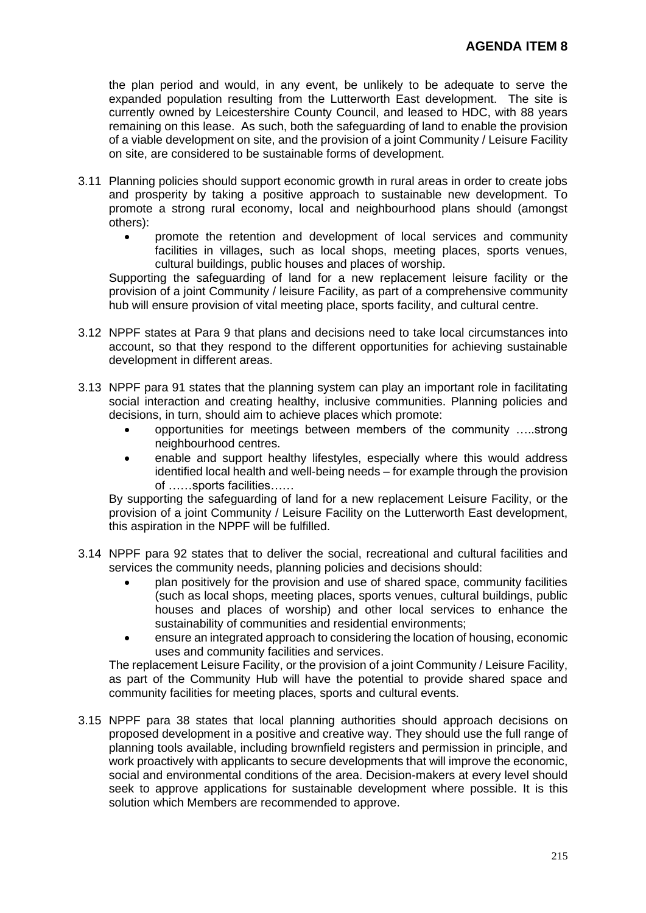the plan period and would, in any event, be unlikely to be adequate to serve the expanded population resulting from the Lutterworth East development. The site is currently owned by Leicestershire County Council, and leased to HDC, with 88 years remaining on this lease. As such, both the safeguarding of land to enable the provision of a viable development on site, and the provision of a joint Community / Leisure Facility on site, are considered to be sustainable forms of development.

3.11 Planning policies should support economic growth in rural areas in order to create jobs and prosperity by taking a positive approach to sustainable new development. To promote a strong rural economy, local and neighbourhood plans should (amongst others):

- promote the retention and development of local services and community facilities in villages, such as local shops, meeting places, sports venues, cultural buildings, public houses and places of worship.

Supporting the safeguarding of land for a new replacement leisure facility or the provision of a joint Community / leisure Facility, as part of a comprehensive community hub will ensure provision of vital meeting place, sports facility, and cultural centre.

3.12 NPPF states at Para 9 that plans and decisions need to take local circumstances into account, so that they respond to the different opportunities for achieving sustainable development in different areas.

3.13 NPPF para 91 states that the planning system can play an important role in facilitating social interaction and creating healthy, inclusive communities. Planning policies and decisions, in turn, should aim to achieve places which promote:

- opportunities for meetings between members of the community …..strong neighbourhood centres.
- enable and support healthy lifestyles, especially where this would address identified local health and well-being needs – for example through the provision of ……sports facilities……

By supporting the safeguarding of land for a new replacement Leisure Facility, or the provision of a joint Community / Leisure Facility on the Lutterworth East development, this aspiration in the NPPF will be fulfilled.

3.14 NPPF para 92 states that to deliver the social, recreational and cultural facilities and services the community needs, planning policies and decisions should:

- plan positively for the provision and use of shared space, community facilities (such as local shops, meeting places, sports venues, cultural buildings, public houses and places of worship) and other local services to enhance the sustainability of communities and residential environments;
- ensure an integrated approach to considering the location of housing, economic uses and community facilities and services.

The replacement Leisure Facility, or the provision of a joint Community / Leisure Facility, as part of the Community Hub will have the potential to provide shared space and community facilities for meeting places, sports and cultural events.

3.15 NPPF para 38 states that local planning authorities should approach decisions on proposed development in a positive and creative way. They should use the full range of planning tools available, including brownfield registers and permission in principle, and work proactively with applicants to secure developments that will improve the economic, social and environmental conditions of the area. Decision-makers at every level should seek to approve applications for sustainable development where possible. It is this solution which Members are recommended to approve.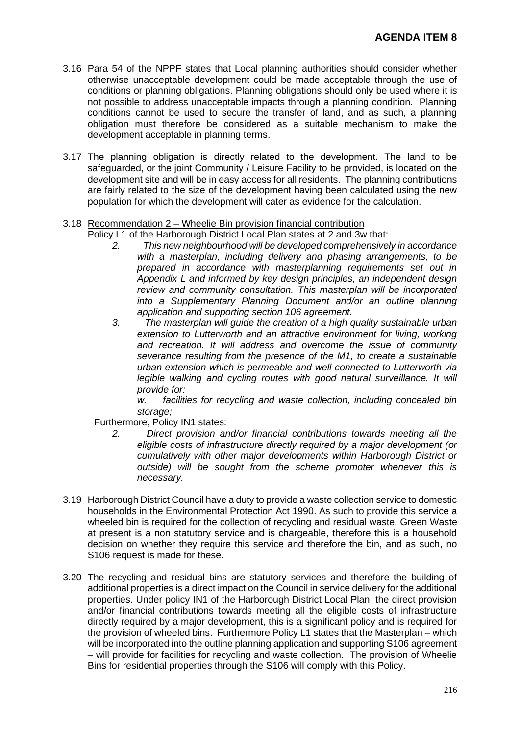3.16 Para 54 of the NPPF states that Local planning authorities should consider whether otherwise unacceptable development could be made acceptable through the use of conditions or planning obligations. Planning obligations should only be used where it is not possible to address unacceptable impacts through a planning condition. Planning conditions cannot be used to secure the transfer of land, and as such, a planning obligation must therefore be considered as a suitable mechanism to make the development acceptable in planning terms.

3.17 The planning obligation is directly related to the development. The land to be safeguarded, or the joint Community / Leisure Facility to be provided, is located on the development site and will be in easy access for all residents. The planning contributions are fairly related to the size of the development having been calculated using the new population for which the development will cater as evidence for the calculation.

3.18 Recommendation 2 – Wheelie Bin provision financial contribution

Policy L1 of the Harborough District Local Plan states at 2 and 3w that:

> *2. This new neighbourhood will be developed comprehensively in accordance with a masterplan, including delivery and phasing arrangements, to be prepared in accordance with masterplanning requirements set out in Appendix L and informed by key design principles, an independent design review and community consultation. This masterplan will be incorporated into a Supplementary Planning Document and/or an outline planning application and supporting section 106 agreement.*
>
> *3. The masterplan will guide the creation of a high quality sustainable urban extension to Lutterworth and an attractive environment for living, working and recreation. It will address and overcome the issue of community severance resulting from the presence of the M1, to create a sustainable urban extension which is permeable and well-connected to Lutterworth via legible walking and cycling routes with good natural surveillance. It will provide for:*
>
> *w. facilities for recycling and waste collection, including concealed bin storage;*

Furthermore, Policy IN1 states:

> *2. Direct provision and/or financial contributions towards meeting all the eligible costs of infrastructure directly required by a major development (or cumulatively with other major developments within Harborough District or outside) will be sought from the scheme promoter whenever this is necessary.*

3.19 Harborough District Council have a duty to provide a waste collection service to domestic households in the Environmental Protection Act 1990. As such to provide this service a wheeled bin is required for the collection of recycling and residual waste. Green Waste at present is a non statutory service and is chargeable, therefore this is a household decision on whether they require this service and therefore the bin, and as such, no S106 request is made for these.

3.20 The recycling and residual bins are statutory services and therefore the building of additional properties is a direct impact on the Council in service delivery for the additional properties. Under policy IN1 of the Harborough District Local Plan, the direct provision and/or financial contributions towards meeting all the eligible costs of infrastructure directly required by a major development, this is a significant policy and is required for the provision of wheeled bins. Furthermore Policy L1 states that the Masterplan – which will be incorporated into the outline planning application and supporting S106 agreement – will provide for facilities for recycling and waste collection. The provision of Wheelie Bins for residential properties through the S106 will comply with this Policy.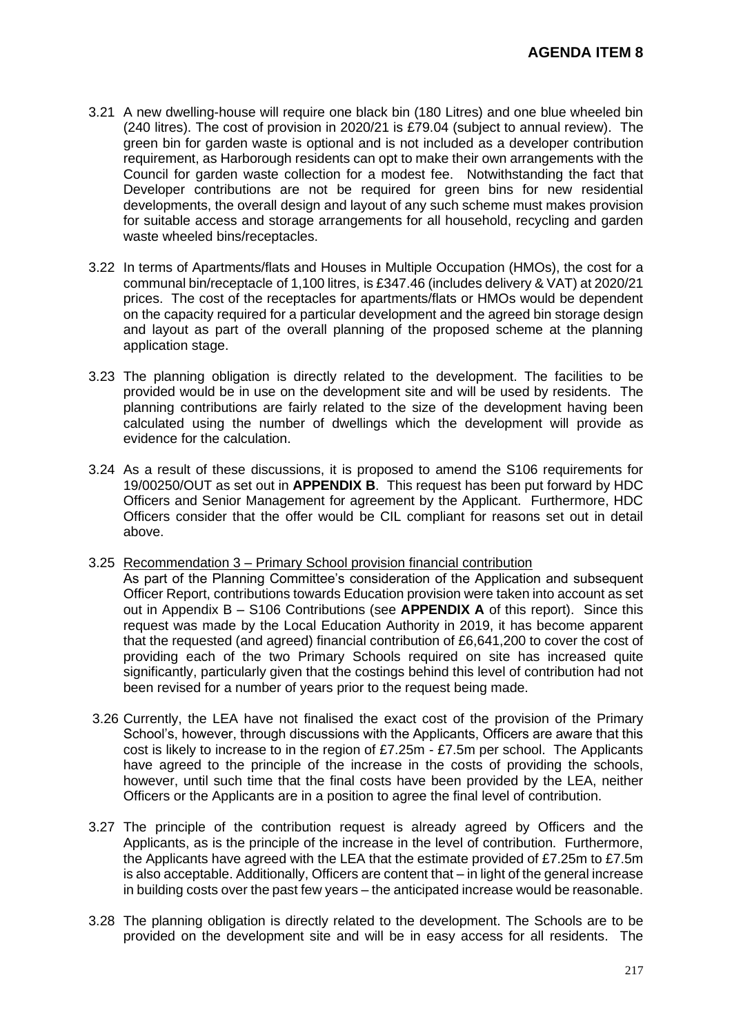3.21 A new dwelling-house will require one black bin (180 Litres) and one blue wheeled bin (240 litres). The cost of provision in 2020/21 is £79.04 (subject to annual review). The green bin for garden waste is optional and is not included as a developer contribution requirement, as Harborough residents can opt to make their own arrangements with the Council for garden waste collection for a modest fee. Notwithstanding the fact that Developer contributions are not be required for green bins for new residential developments, the overall design and layout of any such scheme must makes provision for suitable access and storage arrangements for all household, recycling and garden waste wheeled bins/receptacles.

3.22 In terms of Apartments/flats and Houses in Multiple Occupation (HMOs), the cost for a communal bin/receptacle of 1,100 litres, is £347.46 (includes delivery & VAT) at 2020/21 prices. The cost of the receptacles for apartments/flats or HMOs would be dependent on the capacity required for a particular development and the agreed bin storage design and layout as part of the overall planning of the proposed scheme at the planning application stage.

3.23 The planning obligation is directly related to the development. The facilities to be provided would be in use on the development site and will be used by residents. The planning contributions are fairly related to the size of the development having been calculated using the number of dwellings which the development will provide as evidence for the calculation.

3.24 As a result of these discussions, it is proposed to amend the S106 requirements for 19/00250/OUT as set out in **APPENDIX B**. This request has been put forward by HDC Officers and Senior Management for agreement by the Applicant. Furthermore, HDC Officers consider that the offer would be CIL compliant for reasons set out in detail above.

3.25 Recommendation 3 – Primary School provision financial contribution
As part of the Planning Committee's consideration of the Application and subsequent Officer Report, contributions towards Education provision were taken into account as set out in Appendix B – S106 Contributions (see **APPENDIX A** of this report). Since this request was made by the Local Education Authority in 2019, it has become apparent that the requested (and agreed) financial contribution of £6,641,200 to cover the cost of providing each of the two Primary Schools required on site has increased quite significantly, particularly given that the costings behind this level of contribution had not been revised for a number of years prior to the request being made.

3.26 Currently, the LEA have not finalised the exact cost of the provision of the Primary School's, however, through discussions with the Applicants, Officers are aware that this cost is likely to increase to in the region of £7.25m - £7.5m per school. The Applicants have agreed to the principle of the increase in the costs of providing the schools, however, until such time that the final costs have been provided by the LEA, neither Officers or the Applicants are in a position to agree the final level of contribution.

3.27 The principle of the contribution request is already agreed by Officers and the Applicants, as is the principle of the increase in the level of contribution. Furthermore, the Applicants have agreed with the LEA that the estimate provided of £7.25m to £7.5m is also acceptable. Additionally, Officers are content that – in light of the general increase in building costs over the past few years – the anticipated increase would be reasonable.

3.28 The planning obligation is directly related to the development. The Schools are to be provided on the development site and will be in easy access for all residents. The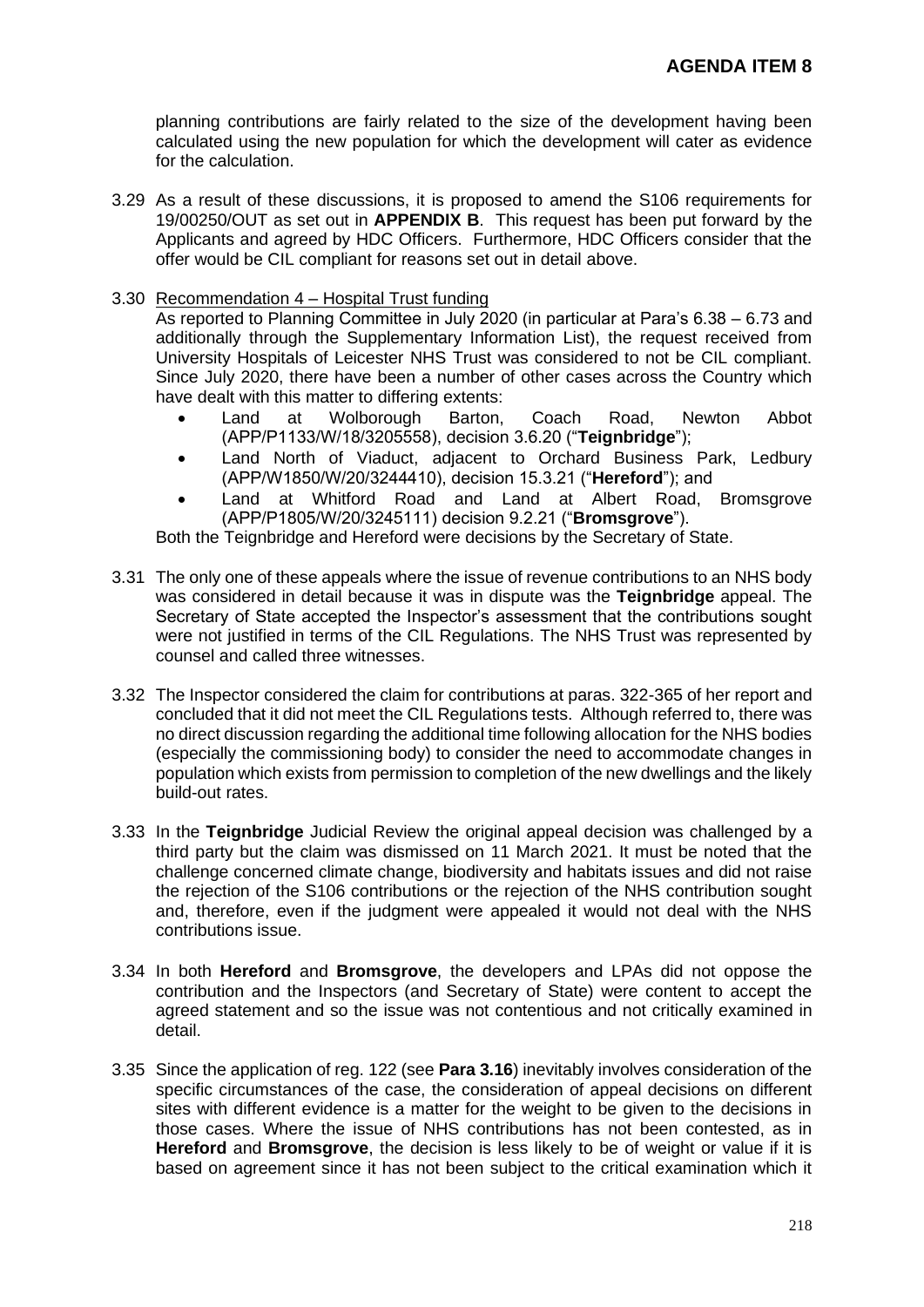planning contributions are fairly related to the size of the development having been calculated using the new population for which the development will cater as evidence for the calculation.

3.29 As a result of these discussions, it is proposed to amend the S106 requirements for 19/00250/OUT as set out in **APPENDIX B**. This request has been put forward by the Applicants and agreed by HDC Officers. Furthermore, HDC Officers consider that the offer would be CIL compliant for reasons set out in detail above.

3.30 Recommendation 4 – Hospital Trust funding
As reported to Planning Committee in July 2020 (in particular at Para's 6.38 – 6.73 and additionally through the Supplementary Information List), the request received from University Hospitals of Leicester NHS Trust was considered to not be CIL compliant. Since July 2020, there have been a number of other cases across the Country which have dealt with this matter to differing extents:

- Land at Wolborough Barton, Coach Road, Newton Abbot (APP/P1133/W/18/3205558), decision 3.6.20 ("**Teignbridge**");
- Land North of Viaduct, adjacent to Orchard Business Park, Ledbury (APP/W1850/W/20/3244410), decision 15.3.21 ("**Hereford**"); and
- Land at Whitford Road and Land at Albert Road, Bromsgrove (APP/P1805/W/20/3245111) decision 9.2.21 ("**Bromsgrove**").

Both the Teignbridge and Hereford were decisions by the Secretary of State.

3.31 The only one of these appeals where the issue of revenue contributions to an NHS body was considered in detail because it was in dispute was the **Teignbridge** appeal. The Secretary of State accepted the Inspector's assessment that the contributions sought were not justified in terms of the CIL Regulations. The NHS Trust was represented by counsel and called three witnesses.

3.32 The Inspector considered the claim for contributions at paras. 322-365 of her report and concluded that it did not meet the CIL Regulations tests. Although referred to, there was no direct discussion regarding the additional time following allocation for the NHS bodies (especially the commissioning body) to consider the need to accommodate changes in population which exists from permission to completion of the new dwellings and the likely build-out rates.

3.33 In the **Teignbridge** Judicial Review the original appeal decision was challenged by a third party but the claim was dismissed on 11 March 2021. It must be noted that the challenge concerned climate change, biodiversity and habitats issues and did not raise the rejection of the S106 contributions or the rejection of the NHS contribution sought and, therefore, even if the judgment were appealed it would not deal with the NHS contributions issue.

3.34 In both **Hereford** and **Bromsgrove**, the developers and LPAs did not oppose the contribution and the Inspectors (and Secretary of State) were content to accept the agreed statement and so the issue was not contentious and not critically examined in detail.

3.35 Since the application of reg. 122 (see **Para 3.16**) inevitably involves consideration of the specific circumstances of the case, the consideration of appeal decisions on different sites with different evidence is a matter for the weight to be given to the decisions in those cases. Where the issue of NHS contributions has not been contested, as in **Hereford** and **Bromsgrove**, the decision is less likely to be of weight or value if it is based on agreement since it has not been subject to the critical examination which it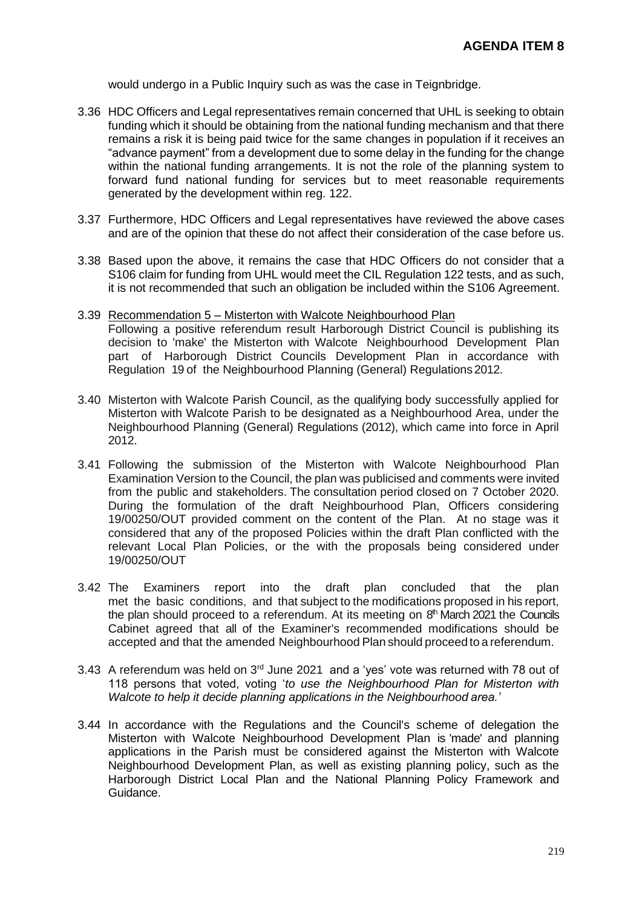would undergo in a Public Inquiry such as was the case in Teignbridge.

3.36 HDC Officers and Legal representatives remain concerned that UHL is seeking to obtain funding which it should be obtaining from the national funding mechanism and that there remains a risk it is being paid twice for the same changes in population if it receives an "advance payment" from a development due to some delay in the funding for the change within the national funding arrangements. It is not the role of the planning system to forward fund national funding for services but to meet reasonable requirements generated by the development within reg. 122.

3.37 Furthermore, HDC Officers and Legal representatives have reviewed the above cases and are of the opinion that these do not affect their consideration of the case before us.

3.38 Based upon the above, it remains the case that HDC Officers do not consider that a S106 claim for funding from UHL would meet the CIL Regulation 122 tests, and as such, it is not recommended that such an obligation be included within the S106 Agreement.

3.39 Recommendation 5 – Misterton with Walcote Neighbourhood Plan
Following a positive referendum result Harborough District Council is publishing its decision to 'make' the Misterton with Walcote Neighbourhood Development Plan part of Harborough District Councils Development Plan in accordance with Regulation 19 of the Neighbourhood Planning (General) Regulations 2012.

3.40 Misterton with Walcote Parish Council, as the qualifying body successfully applied for Misterton with Walcote Parish to be designated as a Neighbourhood Area, under the Neighbourhood Planning (General) Regulations (2012), which came into force in April 2012.

3.41 Following the submission of the Misterton with Walcote Neighbourhood Plan Examination Version to the Council, the plan was publicised and comments were invited from the public and stakeholders. The consultation period closed on 7 October 2020. During the formulation of the draft Neighbourhood Plan, Officers considering 19/00250/OUT provided comment on the content of the Plan. At no stage was it considered that any of the proposed Policies within the draft Plan conflicted with the relevant Local Plan Policies, or the with the proposals being considered under 19/00250/OUT

3.42 The Examiners report into the draft plan concluded that the plan met the basic conditions, and that subject to the modifications proposed in his report, the plan should proceed to a referendum. At its meeting on 8th March 2021 the Councils Cabinet agreed that all of the Examiner's recommended modifications should be accepted and that the amended Neighbourhood Plan should proceed to a referendum.

3.43 A referendum was held on 3rd June 2021 and a 'yes' vote was returned with 78 out of 118 persons that voted, voting '*to use the Neighbourhood Plan for Misterton with Walcote to help it decide planning applications in the Neighbourhood area.*'

3.44 In accordance with the Regulations and the Council's scheme of delegation the Misterton with Walcote Neighbourhood Development Plan is 'made' and planning applications in the Parish must be considered against the Misterton with Walcote Neighbourhood Development Plan, as well as existing planning policy, such as the Harborough District Local Plan and the National Planning Policy Framework and Guidance.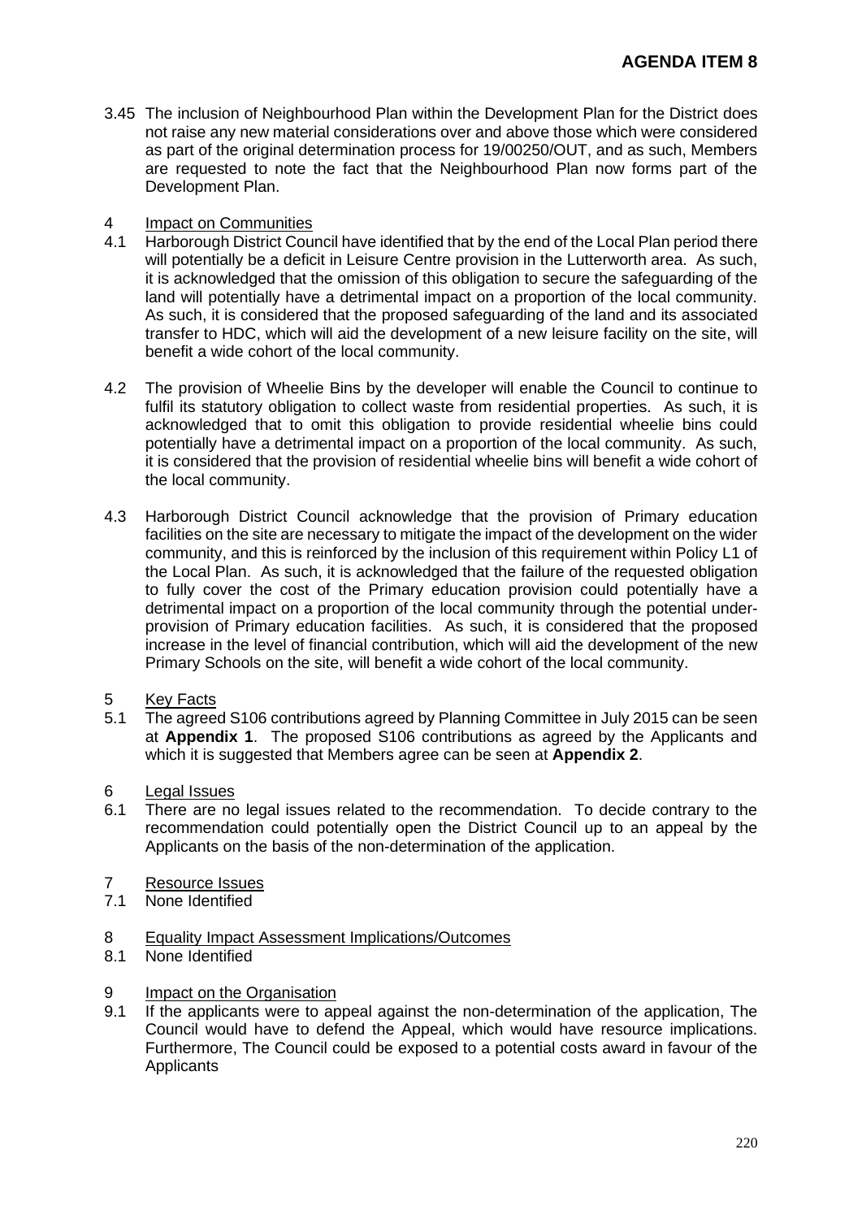**AGENDA ITEM 8**

3.45 The inclusion of Neighbourhood Plan within the Development Plan for the District does not raise any new material considerations over and above those which were considered as part of the original determination process for 19/00250/OUT, and as such, Members are requested to note the fact that the Neighbourhood Plan now forms part of the Development Plan.

4 Impact on Communities

4.1 Harborough District Council have identified that by the end of the Local Plan period there will potentially be a deficit in Leisure Centre provision in the Lutterworth area. As such, it is acknowledged that the omission of this obligation to secure the safeguarding of the land will potentially have a detrimental impact on a proportion of the local community. As such, it is considered that the proposed safeguarding of the land and its associated transfer to HDC, which will aid the development of a new leisure facility on the site, will benefit a wide cohort of the local community.

4.2 The provision of Wheelie Bins by the developer will enable the Council to continue to fulfil its statutory obligation to collect waste from residential properties. As such, it is acknowledged that to omit this obligation to provide residential wheelie bins could potentially have a detrimental impact on a proportion of the local community. As such, it is considered that the provision of residential wheelie bins will benefit a wide cohort of the local community.

4.3 Harborough District Council acknowledge that the provision of Primary education facilities on the site are necessary to mitigate the impact of the development on the wider community, and this is reinforced by the inclusion of this requirement within Policy L1 of the Local Plan. As such, it is acknowledged that the failure of the requested obligation to fully cover the cost of the Primary education provision could potentially have a detrimental impact on a proportion of the local community through the potential under-provision of Primary education facilities. As such, it is considered that the proposed increase in the level of financial contribution, which will aid the development of the new Primary Schools on the site, will benefit a wide cohort of the local community.

5 Key Facts

5.1 The agreed S106 contributions agreed by Planning Committee in July 2015 can be seen at **Appendix 1**. The proposed S106 contributions as agreed by the Applicants and which it is suggested that Members agree can be seen at **Appendix 2**.

6 Legal Issues

6.1 There are no legal issues related to the recommendation. To decide contrary to the recommendation could potentially open the District Council up to an appeal by the Applicants on the basis of the non-determination of the application.

7 Resource Issues

7.1 None Identified

8 Equality Impact Assessment Implications/Outcomes

8.1 None Identified

9 Impact on the Organisation

9.1 If the applicants were to appeal against the non-determination of the application, The Council would have to defend the Appeal, which would have resource implications. Furthermore, The Council could be exposed to a potential costs award in favour of the Applicants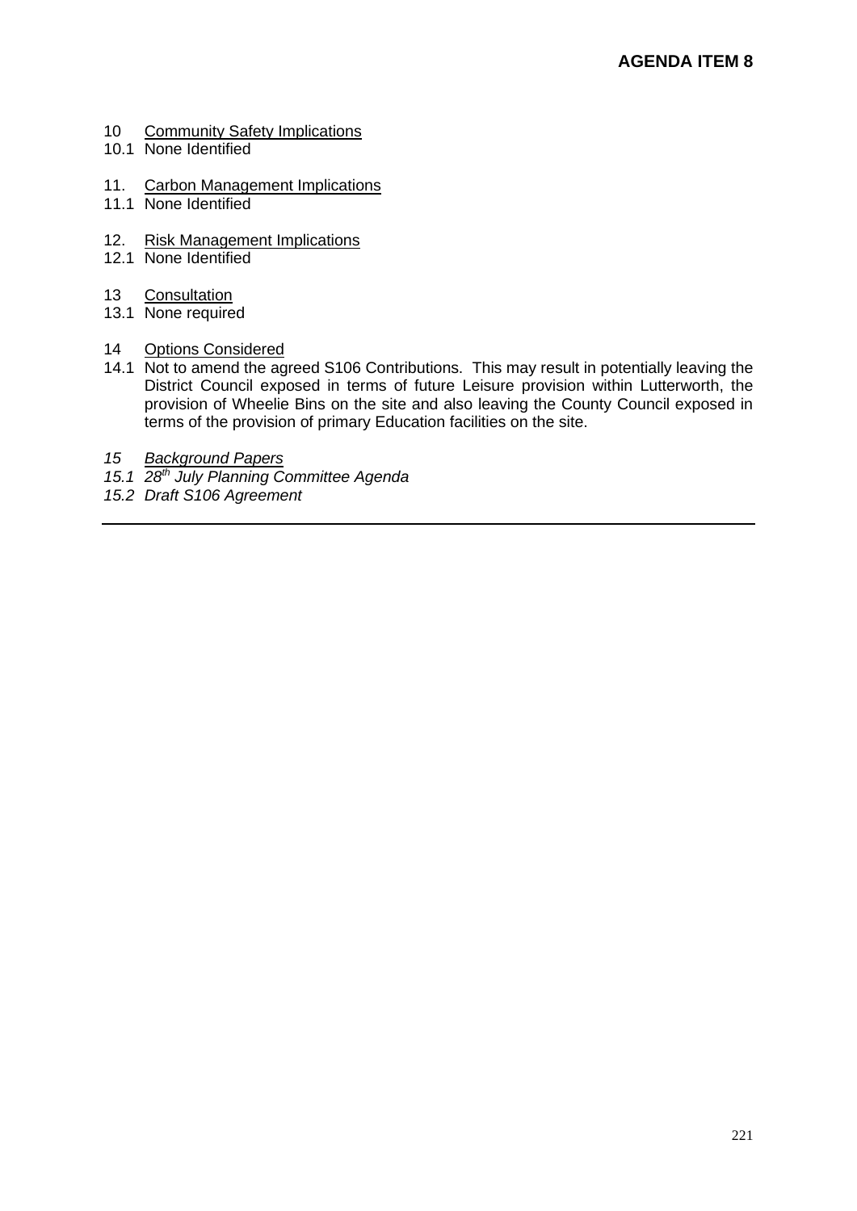**AGENDA ITEM 8**

10 Community Safety Implications

10.1 None Identified

11. Carbon Management Implications

11.1 None Identified

12. Risk Management Implications

12.1 None Identified

13 Consultation

13.1 None required

14 Options Considered

14.1 Not to amend the agreed S106 Contributions. This may result in potentially leaving the District Council exposed in terms of future Leisure provision within Lutterworth, the provision of Wheelie Bins on the site and also leaving the County Council exposed in terms of the provision of primary Education facilities on the site.

*15 Background Papers*

*15.1 28th July Planning Committee Agenda*

*15.2 Draft S106 Agreement*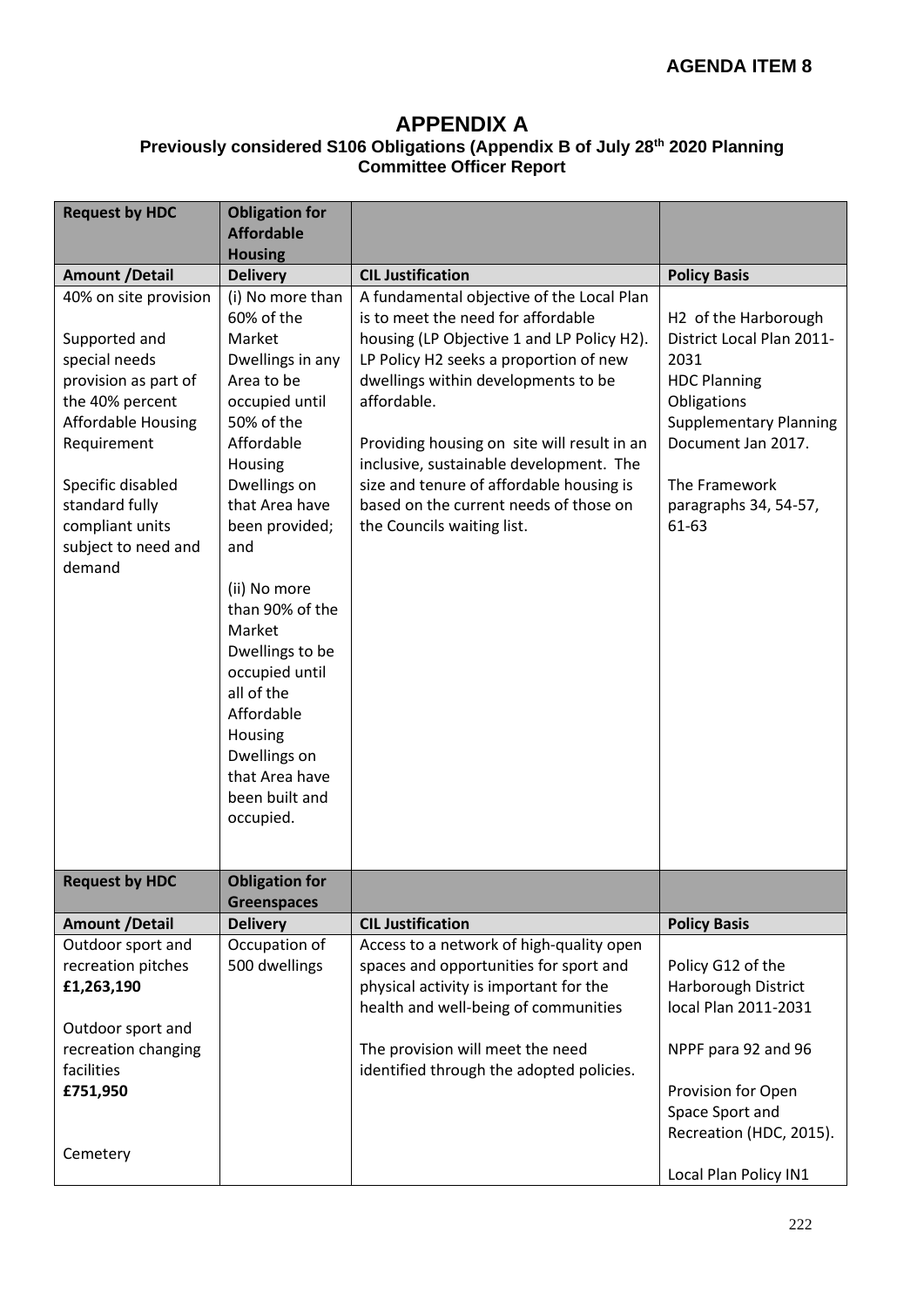**AGENDA ITEM 8**

# APPENDIX A

### Previously considered S106 Obligations (Appendix B of July 28th 2020 Planning Committee Officer Report

| **Request by HDC** | **Obligation for Affordable Housing** | | |
|---|---|---|---|
| **Amount /Detail** | **Delivery** | **CIL Justification** | **Policy Basis** |
| 40% on site provision<br><br>Supported and special needs provision as part of the 40% percent Affordable Housing Requirement<br><br>Specific disabled standard fully compliant units subject to need and demand | (i) No more than 60% of the Market Dwellings in any Area to be occupied until 50% of the Affordable Housing Dwellings on that Area have been provided; and<br><br>(ii) No more than 90% of the Market Dwellings to be occupied until all of the Affordable Housing Dwellings on that Area have been built and occupied. | A fundamental objective of the Local Plan is to meet the need for affordable housing (LP Objective 1 and LP Policy H2). LP Policy H2 seeks a proportion of new dwellings within developments to be affordable.<br><br>Providing housing on site will result in an inclusive, sustainable development. The size and tenure of affordable housing is based on the current needs of those on the Councils waiting list. | H2 of the Harborough District Local Plan 2011-2031<br>HDC Planning Obligations Supplementary Planning Document Jan 2017.<br><br>The Framework paragraphs 34, 54-57, 61-63 |
| **Request by HDC** | **Obligation for Greenspaces** | | |
| **Amount /Detail** | **Delivery** | **CIL Justification** | **Policy Basis** |
| Outdoor sport and recreation pitches<br>**£1,263,190**<br><br>Outdoor sport and recreation changing facilities<br>**£751,950**<br><br>Cemetery | Occupation of 500 dwellings | Access to a network of high-quality open spaces and opportunities for sport and physical activity is important for the health and well-being of communities<br><br>The provision will meet the need identified through the adopted policies. | Policy G12 of the Harborough District local Plan 2011-2031<br><br>NPPF para 92 and 96<br><br>Provision for Open Space Sport and Recreation (HDC, 2015).<br><br>Local Plan Policy IN1 |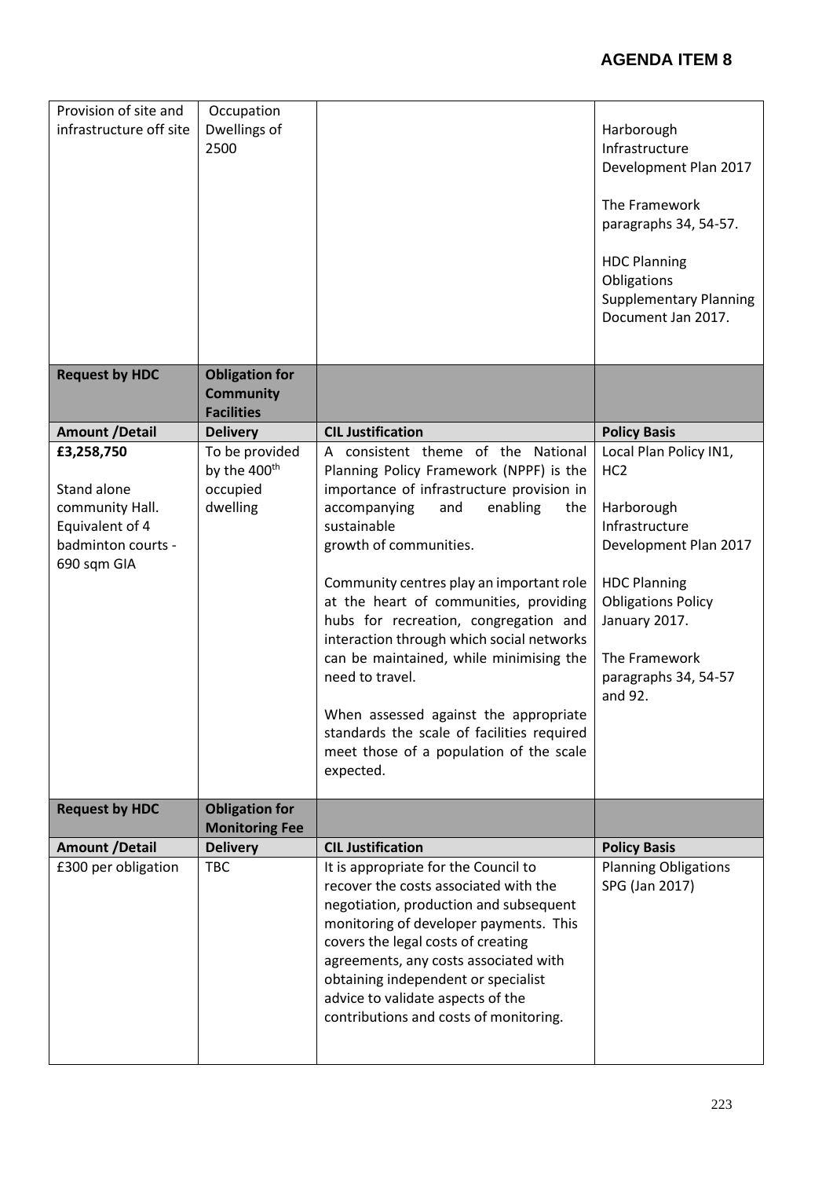| | | | |
|---|---|---|---|
| Provision of site and infrastructure off site | Occupation Dwellings of 2500 | | Harborough Infrastructure Development Plan 2017<br><br>The Framework paragraphs 34, 54-57.<br><br>HDC Planning Obligations Supplementary Planning Document Jan 2017. |
| **Request by HDC** | **Obligation for Community Facilities** | | |
| **Amount /Detail** | **Delivery** | **CIL Justification** | **Policy Basis** |
| **£3,258,750**<br><br>Stand alone community Hall. Equivalent of 4 badminton courts - 690 sqm GIA | To be provided by the 400th occupied dwelling | A consistent theme of the National Planning Policy Framework (NPPF) is the importance of infrastructure provision in accompanying and enabling the sustainable growth of communities.<br><br>Community centres play an important role at the heart of communities, providing hubs for recreation, congregation and interaction through which social networks can be maintained, while minimising the need to travel.<br><br>When assessed against the appropriate standards the scale of facilities required meet those of a population of the scale expected. | Local Plan Policy IN1, HC2<br><br>Harborough Infrastructure Development Plan 2017<br><br>HDC Planning Obligations Policy January 2017.<br><br>The Framework paragraphs 34, 54-57 and 92. |
| **Request by HDC** | **Obligation for Monitoring Fee** | | |
| **Amount /Detail** | **Delivery** | **CIL Justification** | **Policy Basis** |
| £300 per obligation | TBC | It is appropriate for the Council to recover the costs associated with the negotiation, production and subsequent monitoring of developer payments. This covers the legal costs of creating agreements, any costs associated with obtaining independent or specialist advice to validate aspects of the contributions and costs of monitoring. | Planning Obligations SPG (Jan 2017) |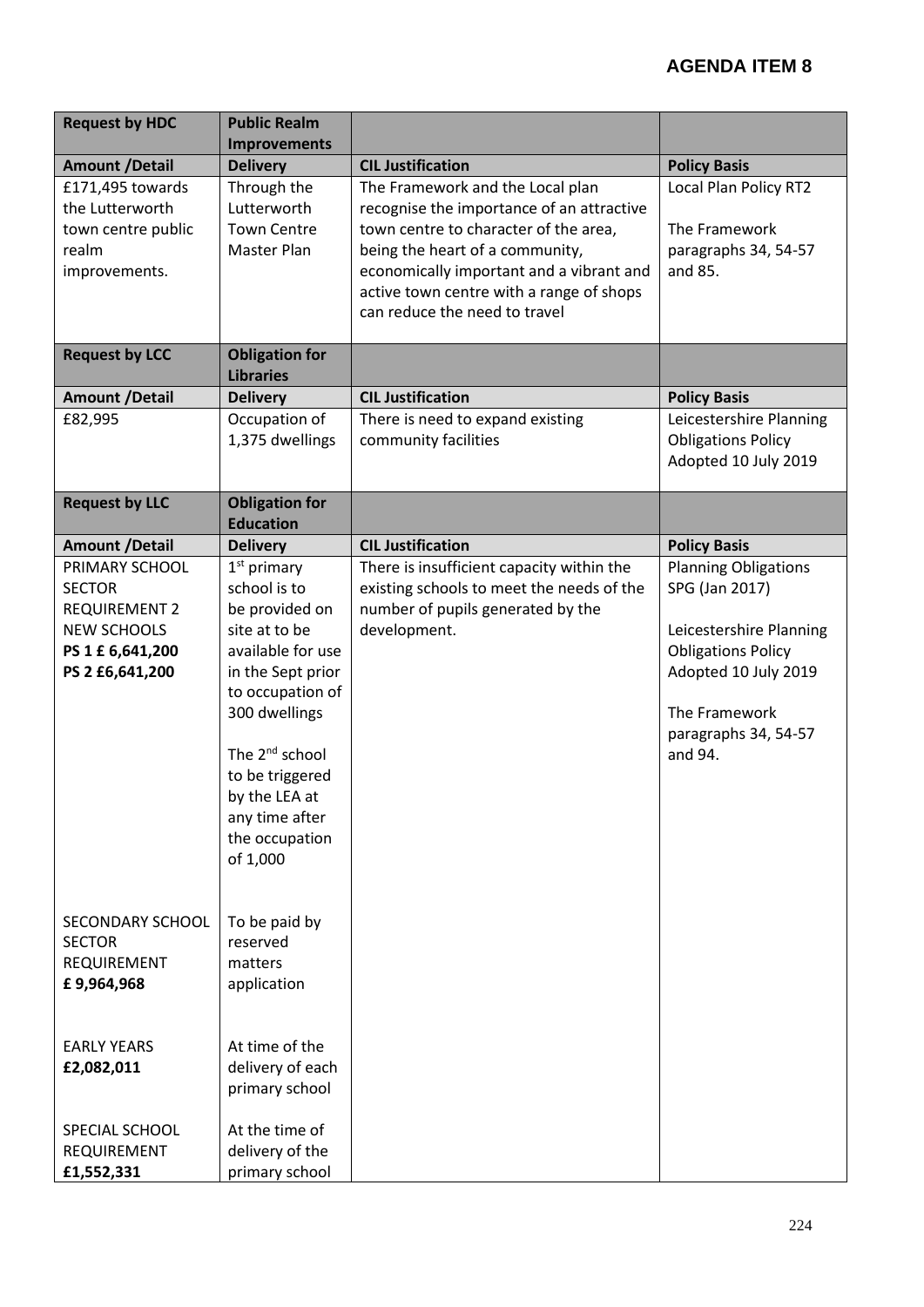# AGENDA ITEM 8

| Request by HDC | Public Realm Improvements | | |
|---|---|---|---|
| **Amount /Detail** | **Delivery** | **CIL Justification** | **Policy Basis** |
| £171,495 towards the Lutterworth town centre public realm improvements. | Through the Lutterworth Town Centre Master Plan | The Framework and the Local plan recognise the importance of an attractive town centre to character of the area, being the heart of a community, economically important and a vibrant and active town centre with a range of shops can reduce the need to travel | Local Plan Policy RT2<br><br>The Framework paragraphs 34, 54-57 and 85. |
| **Request by LCC** | **Obligation for Libraries** | | |
| **Amount /Detail** | **Delivery** | **CIL Justification** | **Policy Basis** |
| £82,995 | Occupation of 1,375 dwellings | There is need to expand existing community facilities | Leicestershire Planning Obligations Policy Adopted 10 July 2019 |
| **Request by LLC** | **Obligation for Education** | | |
| **Amount /Detail** | **Delivery** | **CIL Justification** | **Policy Basis** |
| PRIMARY SCHOOL SECTOR REQUIREMENT 2 NEW SCHOOLS<br>**PS 1 £ 6,641,200**<br>**PS 2 £6,641,200** | 1st primary school is to be provided on site at to be available for use in the Sept prior to occupation of 300 dwellings<br><br>The 2nd school to be triggered by the LEA at any time after the occupation of 1,000 | There is insufficient capacity within the existing schools to meet the needs of the number of pupils generated by the development. | Planning Obligations SPG (Jan 2017)<br><br>Leicestershire Planning Obligations Policy Adopted 10 July 2019<br><br>The Framework paragraphs 34, 54-57 and 94. |
| SECONDARY SCHOOL SECTOR REQUIREMENT<br>**£ 9,964,968** | To be paid by reserved matters application | | |
| EARLY YEARS<br>**£2,082,011** | At time of the delivery of each primary school | | |
| SPECIAL SCHOOL REQUIREMENT<br>**£1,552,331** | At the time of delivery of the primary school | | |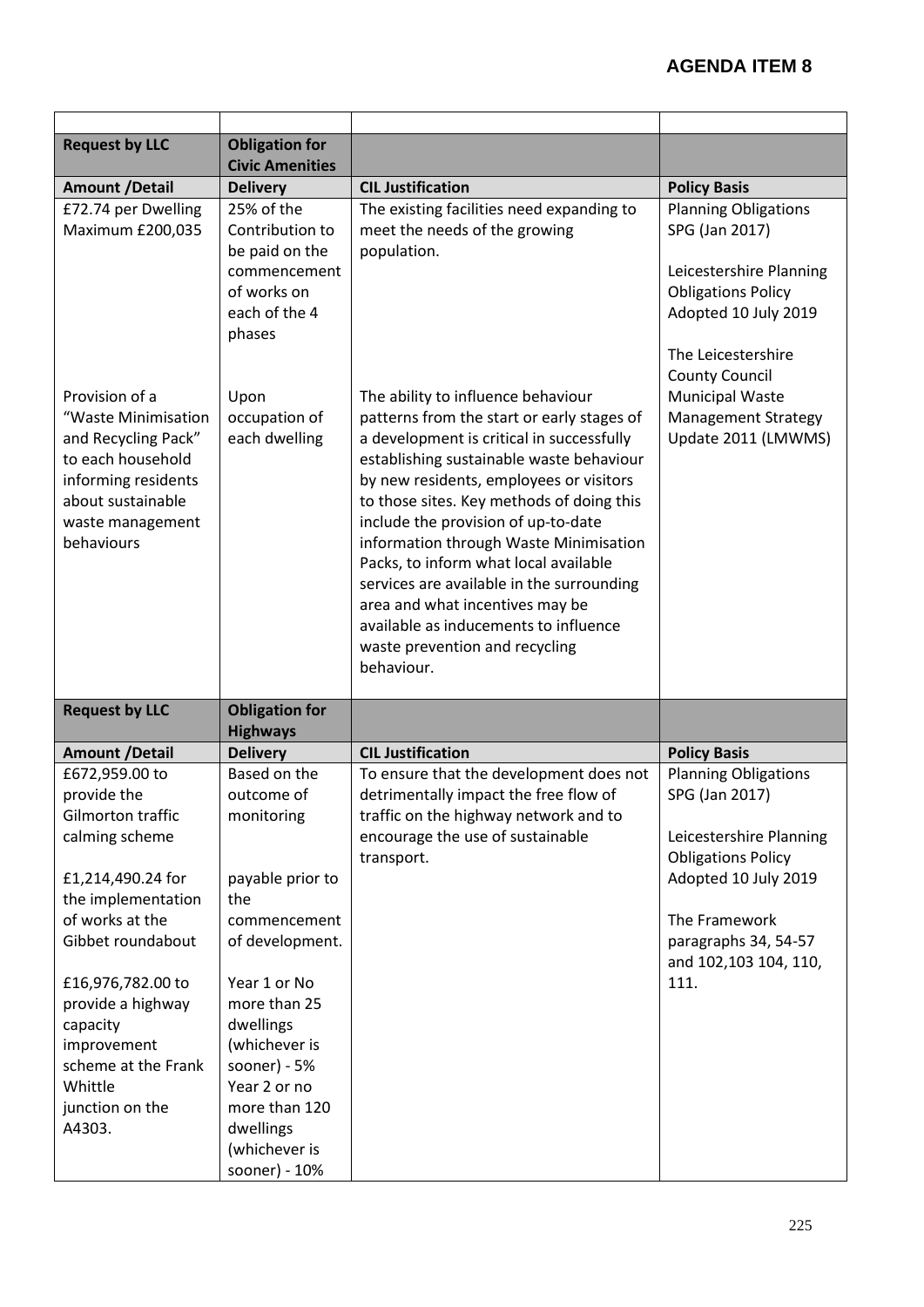**AGENDA ITEM 8**

| | | | |
|---|---|---|---|
| **Request by LLC** | **Obligation for Civic Amenities** | | |
| **Amount /Detail** | **Delivery** | **CIL Justification** | **Policy Basis** |
| £72.74 per Dwelling Maximum £200,035 | 25% of the Contribution to be paid on the commencement of works on each of the 4 phases | The existing facilities need expanding to meet the needs of the growing population. | Planning Obligations SPG (Jan 2017)<br><br>Leicestershire Planning Obligations Policy Adopted 10 July 2019<br><br>The Leicestershire County Council Municipal Waste Management Strategy Update 2011 (LMWMS) |
| Provision of a "Waste Minimisation and Recycling Pack" to each household informing residents about sustainable waste management behaviours | Upon occupation of each dwelling | The ability to influence behaviour patterns from the start or early stages of a development is critical in successfully establishing sustainable waste behaviour by new residents, employees or visitors to those sites. Key methods of doing this include the provision of up-to-date information through Waste Minimisation Packs, to inform what local available services are available in the surrounding area and what incentives may be available as inducements to influence waste prevention and recycling behaviour. | |
| **Request by LLC** | **Obligation for Highways** | | |
| **Amount /Detail** | **Delivery** | **CIL Justification** | **Policy Basis** |
| £672,959.00 to provide the Gilmorton traffic calming scheme<br><br>£1,214,490.24 for the implementation of works at the Gibbet roundabout<br><br>£16,976,782.00 to provide a highway capacity improvement scheme at the Frank Whittle junction on the A4303. | Based on the outcome of monitoring<br><br>payable prior to the commencement of development.<br><br>Year 1 or No more than 25 dwellings (whichever is sooner) - 5%<br>Year 2 or no more than 120 dwellings (whichever is sooner) - 10% | To ensure that the development does not detrimentally impact the free flow of traffic on the highway network and to encourage the use of sustainable transport. | Planning Obligations SPG (Jan 2017)<br><br>Leicestershire Planning Obligations Policy Adopted 10 July 2019<br><br>The Framework paragraphs 34, 54-57 and 102,103 104, 110, 111. |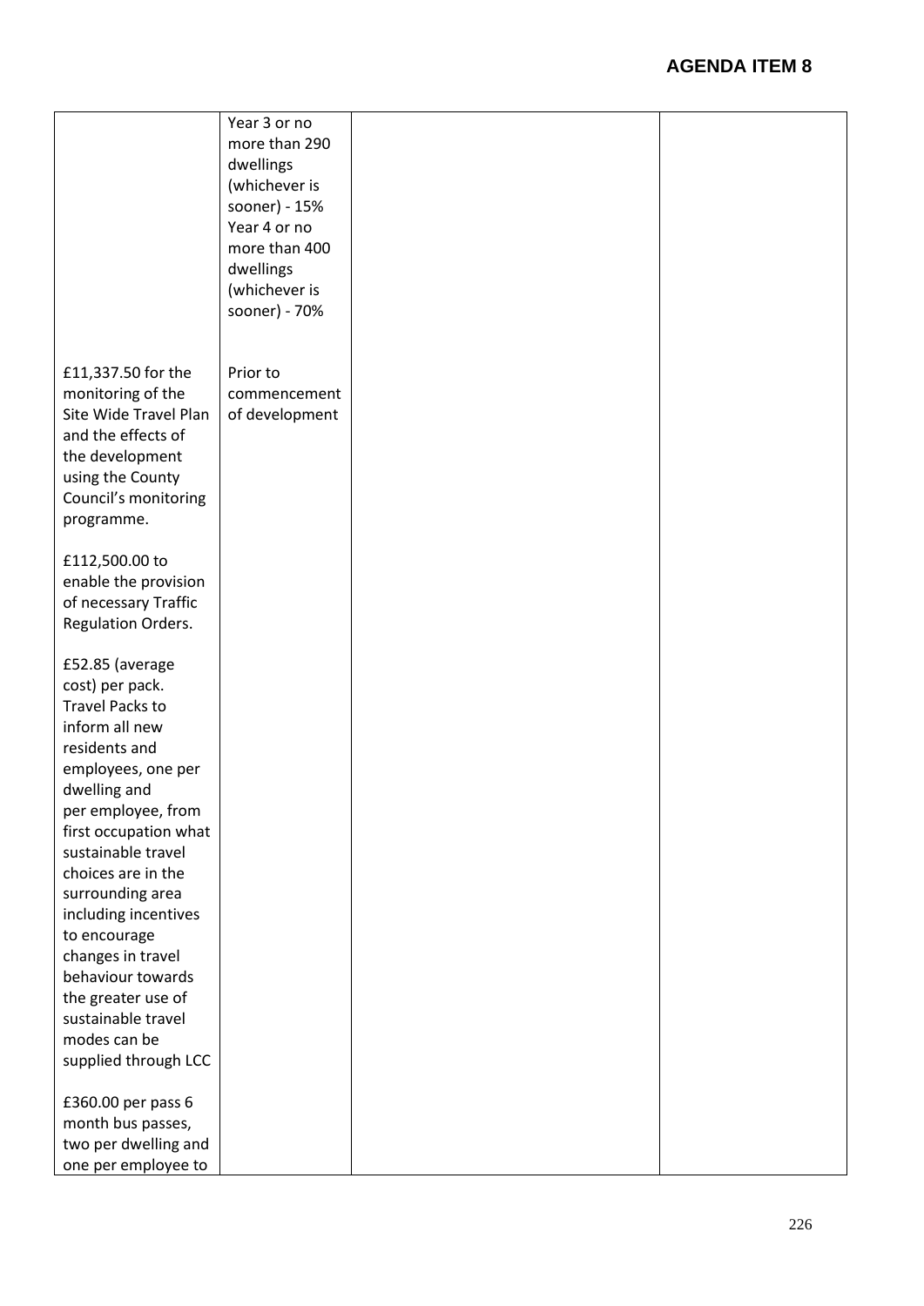| | | | |
|---|---|---|---|
| | Year 3 or no more than 290 dwellings (whichever is sooner) - 15%<br>Year 4 or no more than 400 dwellings (whichever is sooner) - 70% | | |
| £11,337.50 for the monitoring of the Site Wide Travel Plan and the effects of the development using the County Council's monitoring programme.<br><br>£112,500.00 to enable the provision of necessary Traffic Regulation Orders.<br><br>£52.85 (average cost) per pack. Travel Packs to inform all new residents and employees, one per dwelling and per employee, from first occupation what sustainable travel choices are in the surrounding area including incentives to encourage changes in travel behaviour towards the greater use of sustainable travel modes can be supplied through LCC<br><br>£360.00 per pass 6 month bus passes, two per dwelling and one per employee to | Prior to commencement of development | | |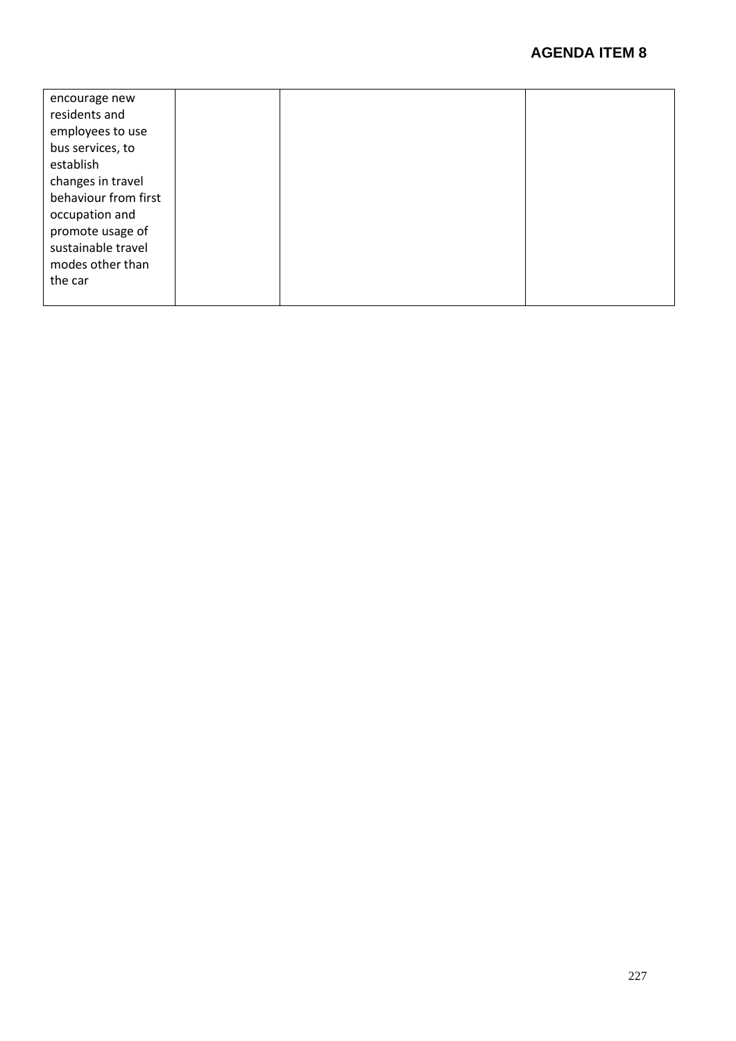| | | | |
|---|---|---|---|
| encourage new residents and employees to use bus services, to establish changes in travel behaviour from first occupation and promote usage of sustainable travel modes other than the car | | | |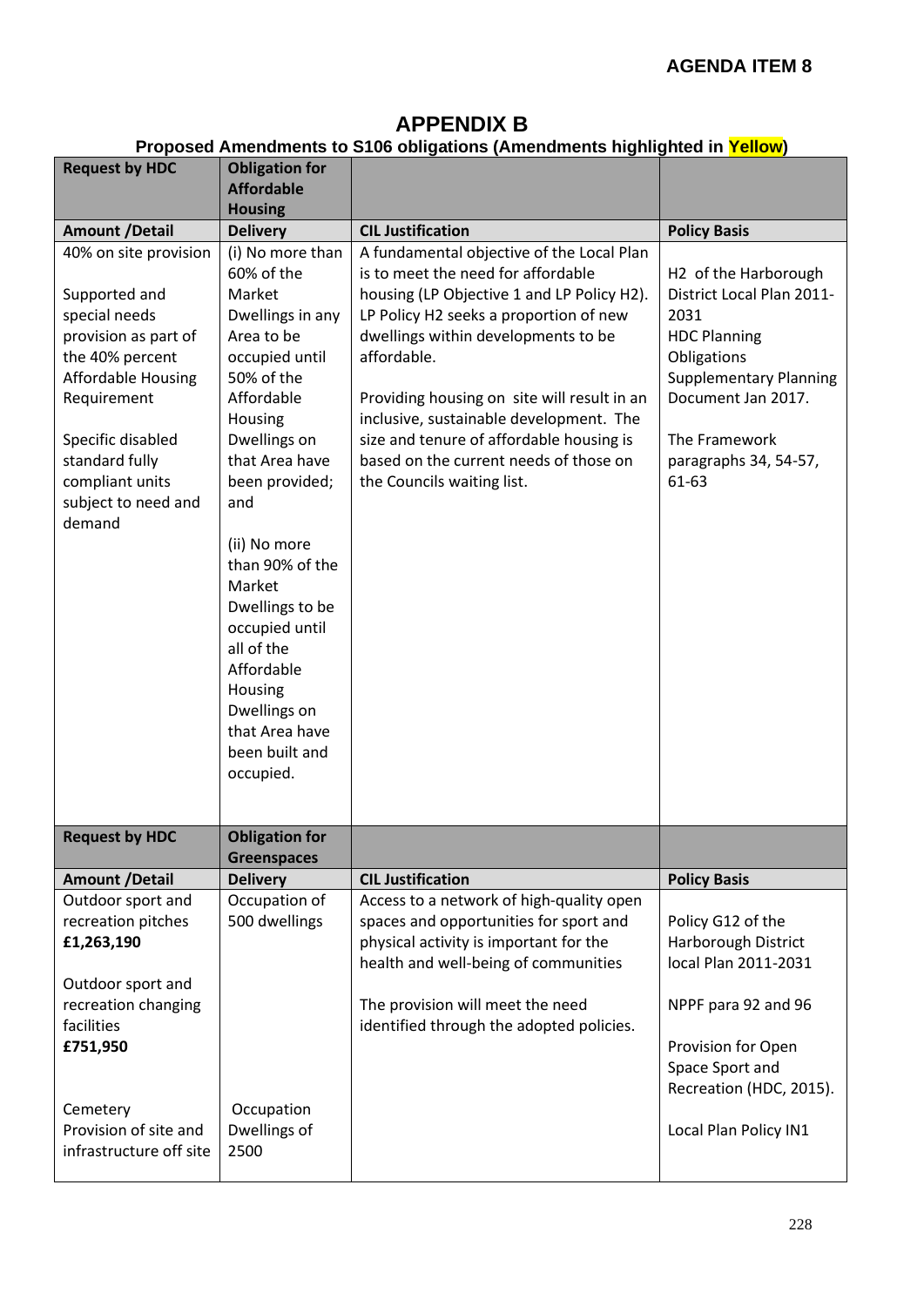**AGENDA ITEM 8**

# APPENDIX B

## Proposed Amendments to S106 obligations (Amendments highlighted in Yellow)

| Request by HDC | Obligation for Affordable Housing | | |
|---|---|---|---|
| **Amount /Detail** | **Delivery** | **CIL Justification** | **Policy Basis** |
| 40% on site provision<br><br>Supported and special needs provision as part of the 40% percent Affordable Housing Requirement<br><br>Specific disabled standard fully compliant units subject to need and demand | (i) No more than 60% of the Market Dwellings in any Area to be occupied until 50% of the Affordable Housing Dwellings on that Area have been provided; and<br><br>(ii) No more than 90% of the Market Dwellings to be occupied until all of the Affordable Housing Dwellings on that Area have been built and occupied. | A fundamental objective of the Local Plan is to meet the need for affordable housing (LP Objective 1 and LP Policy H2). LP Policy H2 seeks a proportion of new dwellings within developments to be affordable.<br><br>Providing housing on site will result in an inclusive, sustainable development. The size and tenure of affordable housing is based on the current needs of those on the Councils waiting list. | H2 of the Harborough District Local Plan 2011-2031<br>HDC Planning Obligations Supplementary Planning Document Jan 2017.<br><br>The Framework paragraphs 34, 54-57, 61-63 |

| Request by HDC | Obligation for Greenspaces | | |
|---|---|---|---|
| **Amount /Detail** | **Delivery** | **CIL Justification** | **Policy Basis** |
| Outdoor sport and recreation pitches **£1,263,190**<br><br>Outdoor sport and recreation changing facilities **£751,950** | Occupation of 500 dwellings | Access to a network of high-quality open spaces and opportunities for sport and physical activity is important for the health and well-being of communities<br><br>The provision will meet the need identified through the adopted policies. | Policy G12 of the Harborough District local Plan 2011-2031<br><br>NPPF para 92 and 96<br><br>Provision for Open Space Sport and Recreation (HDC, 2015). |
| Cemetery Provision of site and infrastructure off site | Occupation Dwellings of 2500 | | Local Plan Policy IN1 |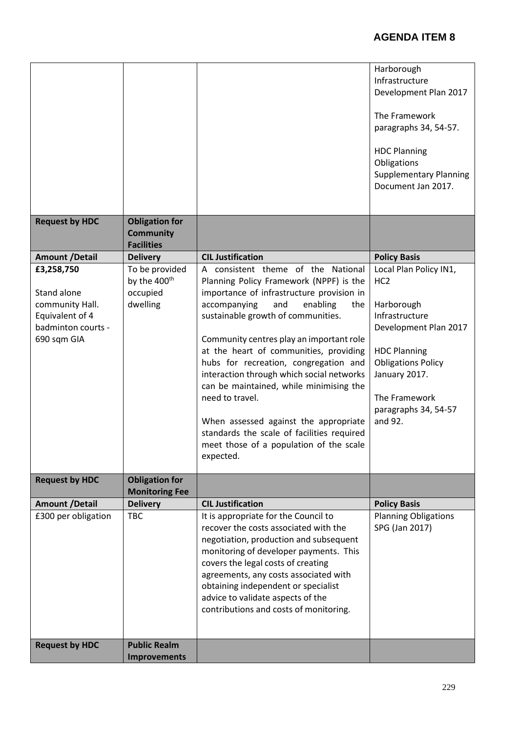**AGENDA ITEM 8**

| | | | |
|---|---|---|---|
| | | | Harborough Infrastructure Development Plan 2017<br><br>The Framework paragraphs 34, 54-57.<br><br>HDC Planning Obligations Supplementary Planning Document Jan 2017. |
| **Request by HDC** | **Obligation for Community Facilities** | | |
| **Amount /Detail** | **Delivery** | **CIL Justification** | **Policy Basis** |
| **£3,258,750**<br><br>Stand alone community Hall. Equivalent of 4 badminton courts - 690 sqm GIA | To be provided by the 400th occupied dwelling | A consistent theme of the National Planning Policy Framework (NPPF) is the importance of infrastructure provision in accompanying and enabling the sustainable growth of communities.<br><br>Community centres play an important role at the heart of communities, providing hubs for recreation, congregation and interaction through which social networks can be maintained, while minimising the need to travel.<br><br>When assessed against the appropriate standards the scale of facilities required meet those of a population of the scale expected. | Local Plan Policy IN1, HC2<br><br>Harborough Infrastructure Development Plan 2017<br><br>HDC Planning Obligations Policy January 2017.<br><br>The Framework paragraphs 34, 54-57 and 92. |
| **Request by HDC** | **Obligation for Monitoring Fee** | | |
| **Amount /Detail** | **Delivery** | **CIL Justification** | **Policy Basis** |
| £300 per obligation | TBC | It is appropriate for the Council to recover the costs associated with the negotiation, production and subsequent monitoring of developer payments. This covers the legal costs of creating agreements, any costs associated with obtaining independent or specialist advice to validate aspects of the contributions and costs of monitoring. | Planning Obligations SPG (Jan 2017) |
| **Request by HDC** | **Public Realm Improvements** | | |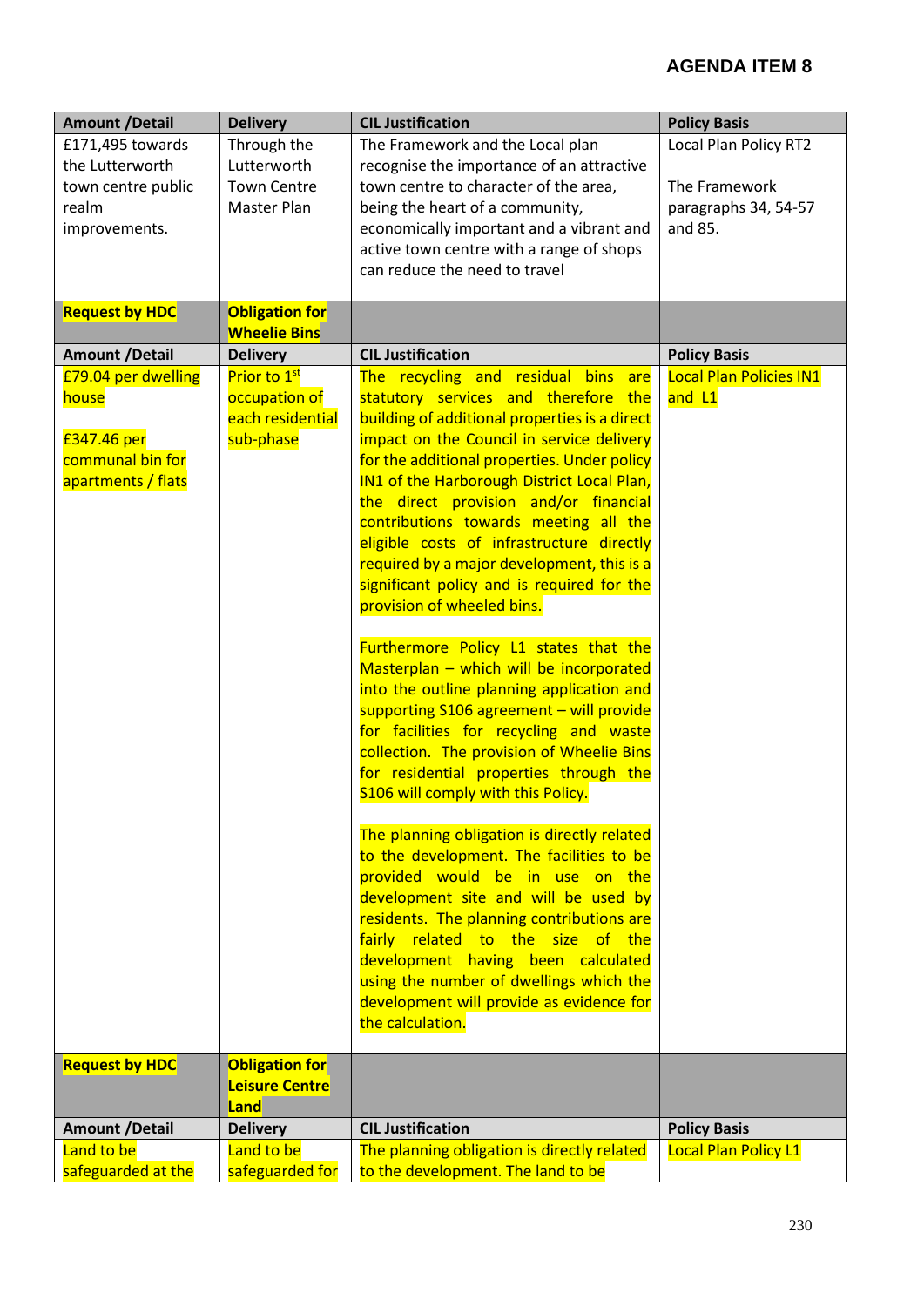## AGENDA ITEM 8

| Amount /Detail | Delivery | CIL Justification | Policy Basis |
|---|---|---|---|
| £171,495 towards the Lutterworth town centre public realm improvements. | Through the Lutterworth Town Centre Master Plan | The Framework and the Local plan recognise the importance of an attractive town centre to character of the area, being the heart of a community, economically important and a vibrant and active town centre with a range of shops can reduce the need to travel | Local Plan Policy RT2<br><br>The Framework paragraphs 34, 54-57 and 85. |
| **Request by HDC** | **Obligation for Wheelie Bins** | | |
| **Amount /Detail** | **Delivery** | **CIL Justification** | **Policy Basis** |
| £79.04 per dwelling house<br><br>£347.46 per communal bin for apartments / flats | Prior to 1st occupation of each residential sub-phase | The recycling and residual bins are statutory services and therefore the building of additional properties is a direct impact on the Council in service delivery for the additional properties. Under policy IN1 of the Harborough District Local Plan, the direct provision and/or financial contributions towards meeting all the eligible costs of infrastructure directly required by a major development, this is a significant policy and is required for the provision of wheeled bins.<br><br>Furthermore Policy L1 states that the Masterplan – which will be incorporated into the outline planning application and supporting S106 agreement – will provide for facilities for recycling and waste collection. The provision of Wheelie Bins for residential properties through the S106 will comply with this Policy.<br><br>The planning obligation is directly related to the development. The facilities to be provided would be in use on the development site and will be used by residents. The planning contributions are fairly related to the size of the development having been calculated using the number of dwellings which the development will provide as evidence for the calculation. | Local Plan Policies IN1 and L1 |
| **Request by HDC** | **Obligation for Leisure Centre Land** | | |
| **Amount /Detail** | **Delivery** | **CIL Justification** | **Policy Basis** |
| Land to be safeguarded at the | Land to be safeguarded for | The planning obligation is directly related to the development. The land to be | Local Plan Policy L1 |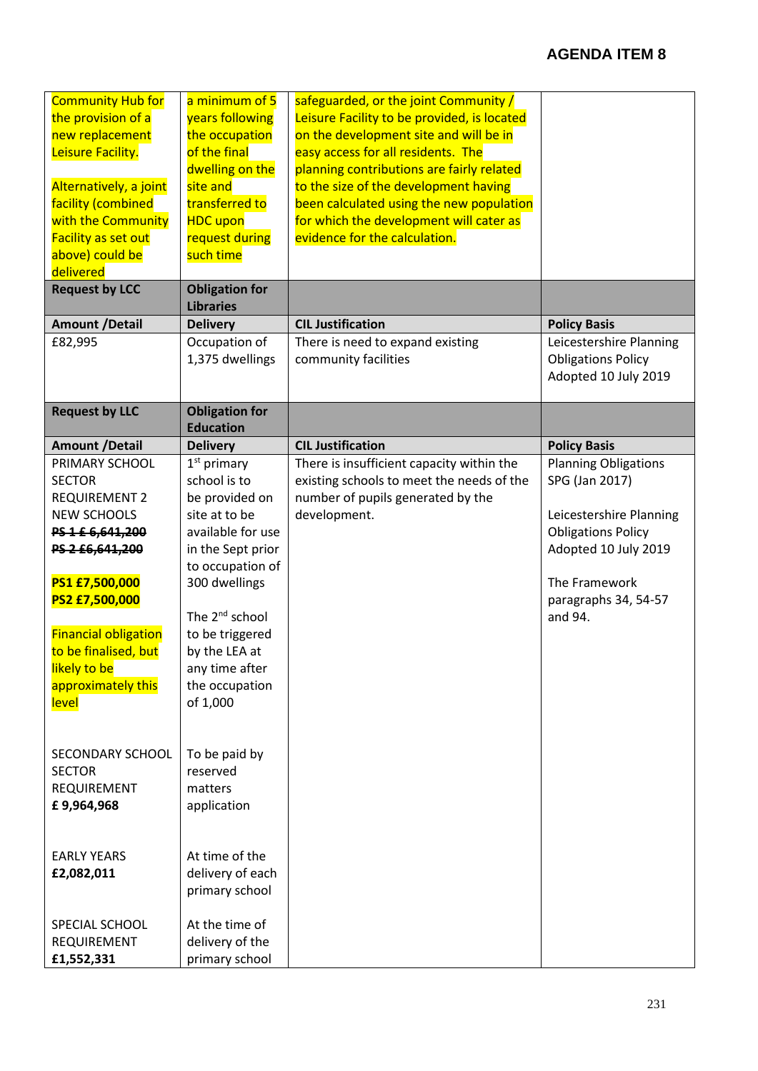| | | | |
|---|---|---|---|
| Community Hub for the provision of a new replacement Leisure Facility.<br><br>Alternatively, a joint facility (combined with the Community Facility as set out above) could be delivered | a minimum of 5 years following the occupation of the final dwelling on the site and transferred to HDC upon request during such time | safeguarded, or the joint Community / Leisure Facility to be provided, is located on the development site and will be in easy access for all residents. The planning contributions are fairly related to the size of the development having been calculated using the new population for which the development will cater as evidence for the calculation. | |
| **Request by LCC** | **Obligation for Libraries** | | |
| **Amount /Detail** | **Delivery** | **CIL Justification** | **Policy Basis** |
| £82,995 | Occupation of 1,375 dwellings | There is need to expand existing community facilities | Leicestershire Planning Obligations Policy Adopted 10 July 2019 |
| **Request by LLC** | **Obligation for Education** | | |
| **Amount /Detail** | **Delivery** | **CIL Justification** | **Policy Basis** |
| PRIMARY SCHOOL SECTOR REQUIREMENT 2 NEW SCHOOLS<br>~~**PS 1 £ 6,641,200**~~<br>~~**PS 2 £6,641,200**~~<br><br>**PS1 £7,500,000**<br>**PS2 £7,500,000**<br><br>Financial obligation to be finalised, but likely to be approximately this level<br><br>SECONDARY SCHOOL SECTOR REQUIREMENT<br>**£ 9,964,968**<br><br>EARLY YEARS<br>**£2,082,011**<br><br>SPECIAL SCHOOL REQUIREMENT<br>**£1,552,331** | 1st primary school is to be provided on site at to be available for use in the Sept prior to occupation of 300 dwellings<br><br>The 2nd school to be triggered by the LEA at any time after the occupation of 1,000<br><br>To be paid by reserved matters application<br><br>At time of the delivery of each primary school<br><br>At the time of delivery of the primary school | There is insufficient capacity within the existing schools to meet the needs of the number of pupils generated by the development. | Planning Obligations SPG (Jan 2017)<br><br>Leicestershire Planning Obligations Policy Adopted 10 July 2019<br><br>The Framework paragraphs 34, 54-57 and 94. |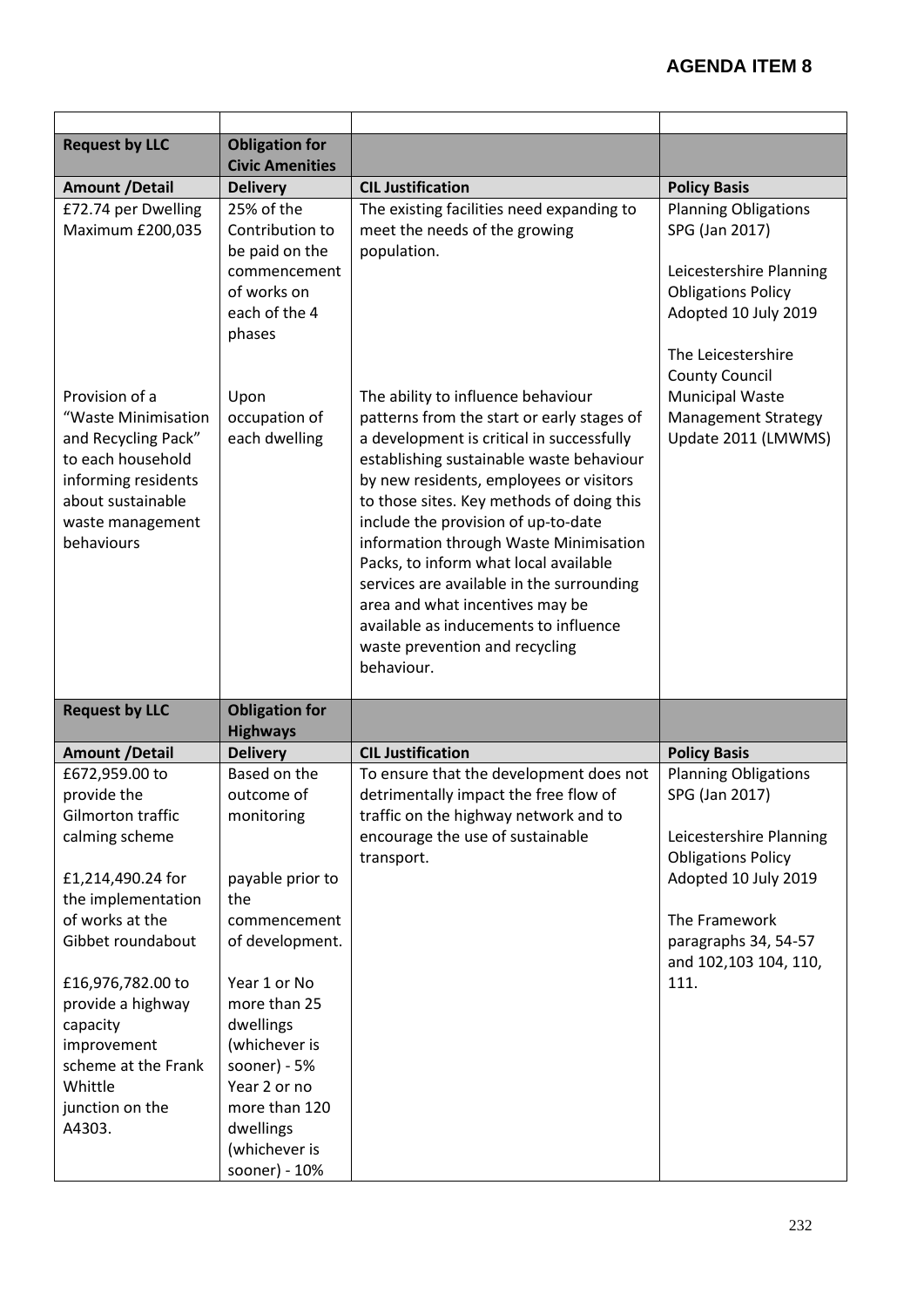# AGENDA ITEM 8

| | | | |
|---|---|---|---|
| **Request by LLC** | **Obligation for Civic Amenities** | | |
| **Amount /Detail** | **Delivery** | **CIL Justification** | **Policy Basis** |
| £72.74 per Dwelling Maximum £200,035 | 25% of the Contribution to be paid on the commencement of works on each of the 4 phases | The existing facilities need expanding to meet the needs of the growing population. | Planning Obligations SPG (Jan 2017)<br><br>Leicestershire Planning Obligations Policy Adopted 10 July 2019<br><br>The Leicestershire County Council Municipal Waste Management Strategy Update 2011 (LMWMS) |
| Provision of a "Waste Minimisation and Recycling Pack" to each household informing residents about sustainable waste management behaviours | Upon occupation of each dwelling | The ability to influence behaviour patterns from the start or early stages of a development is critical in successfully establishing sustainable waste behaviour by new residents, employees or visitors to those sites. Key methods of doing this include the provision of up-to-date information through Waste Minimisation Packs, to inform what local available services are available in the surrounding area and what incentives may be available as inducements to influence waste prevention and recycling behaviour. | |
| **Request by LLC** | **Obligation for Highways** | | |
| **Amount /Detail** | **Delivery** | **CIL Justification** | **Policy Basis** |
| £672,959.00 to provide the Gilmorton traffic calming scheme<br><br>£1,214,490.24 for the implementation of works at the Gibbet roundabout<br><br>£16,976,782.00 to provide a highway capacity improvement scheme at the Frank Whittle junction on the A4303. | Based on the outcome of monitoring<br><br>payable prior to the commencement of development.<br><br>Year 1 or No more than 25 dwellings (whichever is sooner) - 5%<br>Year 2 or no more than 120 dwellings (whichever is sooner) - 10% | To ensure that the development does not detrimentally impact the free flow of traffic on the highway network and to encourage the use of sustainable transport. | Planning Obligations SPG (Jan 2017)<br><br>Leicestershire Planning Obligations Policy Adopted 10 July 2019<br><br>The Framework paragraphs 34, 54-57 and 102,103 104, 110, 111. |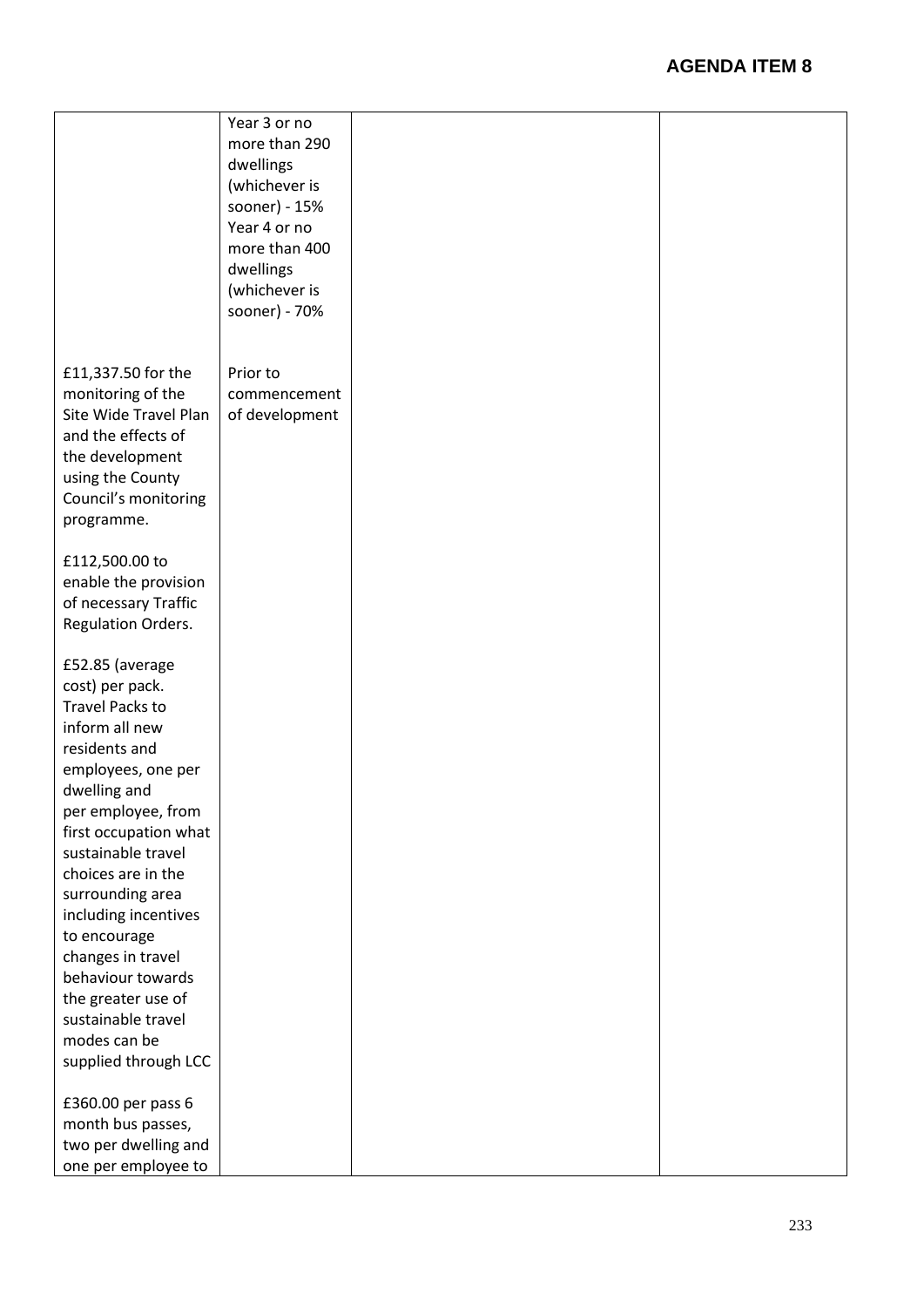| | | | |
|---|---|---|---|
| | Year 3 or no more than 290 dwellings (whichever is sooner) - 15%<br>Year 4 or no more than 400 dwellings (whichever is sooner) - 70% | | |
| £11,337.50 for the monitoring of the Site Wide Travel Plan and the effects of the development using the County Council's monitoring programme.<br><br>£112,500.00 to enable the provision of necessary Traffic Regulation Orders.<br><br>£52.85 (average cost) per pack. Travel Packs to inform all new residents and employees, one per dwelling and per employee, from first occupation what sustainable travel choices are in the surrounding area including incentives to encourage changes in travel behaviour towards the greater use of sustainable travel modes can be supplied through LCC<br><br>£360.00 per pass 6 month bus passes, two per dwelling and one per employee to | Prior to commencement of development | | |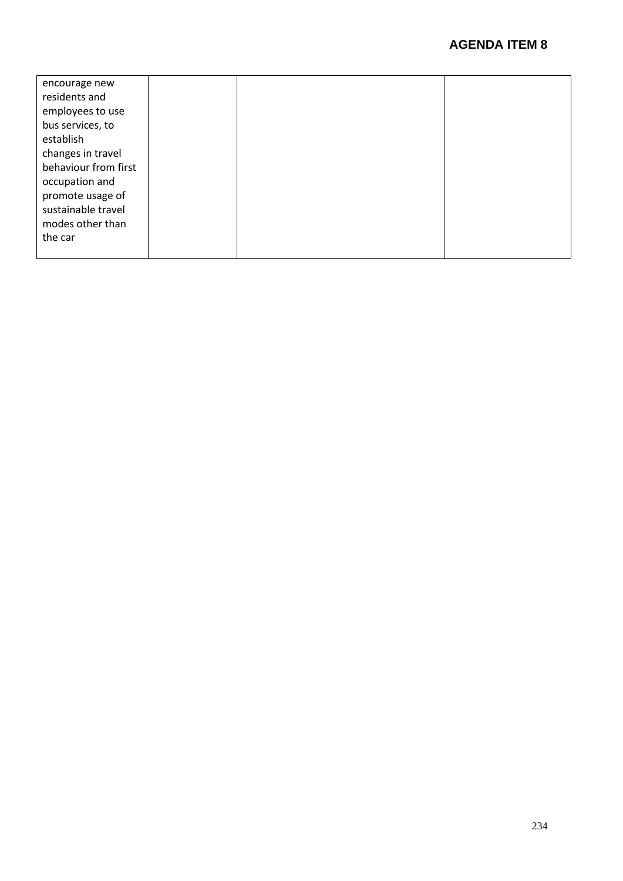| | | | |
|---|---|---|---|
| encourage new residents and employees to use bus services, to establish changes in travel behaviour from first occupation and promote usage of sustainable travel modes other than the car | | | |